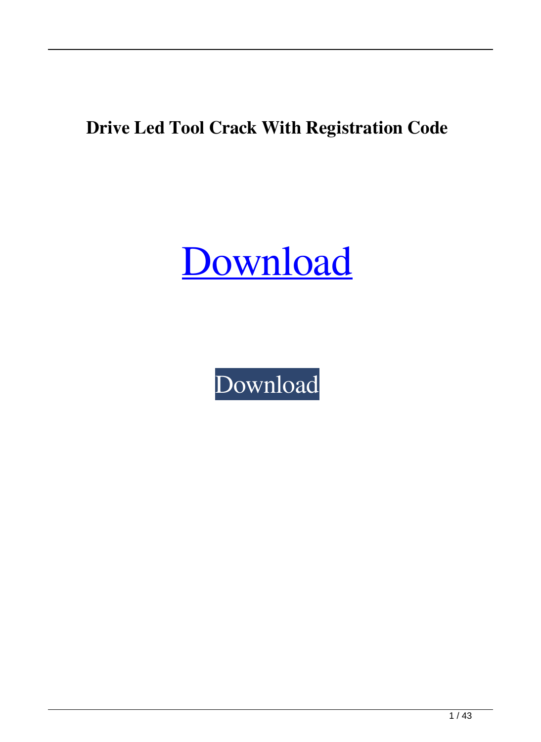**Drive Led Tool Crack With Registration Code**

Download

Download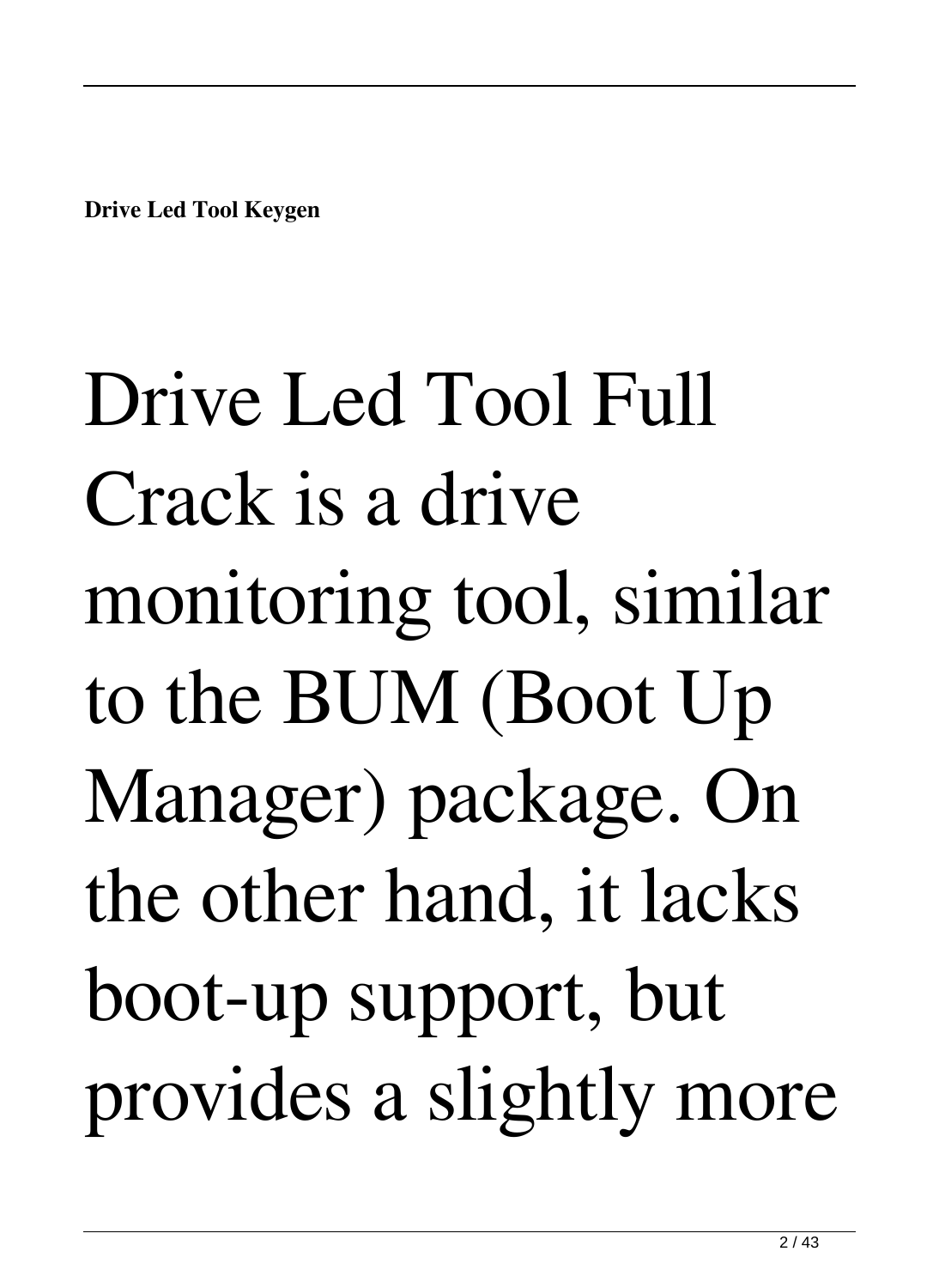**Drive Led Tool Keygen**

Drive Led Tool Full Crack is a drive monitoring tool, similar to the BUM (Boot Up Manager) package. On the other hand, it lacks boot-up support, but provides a slightly more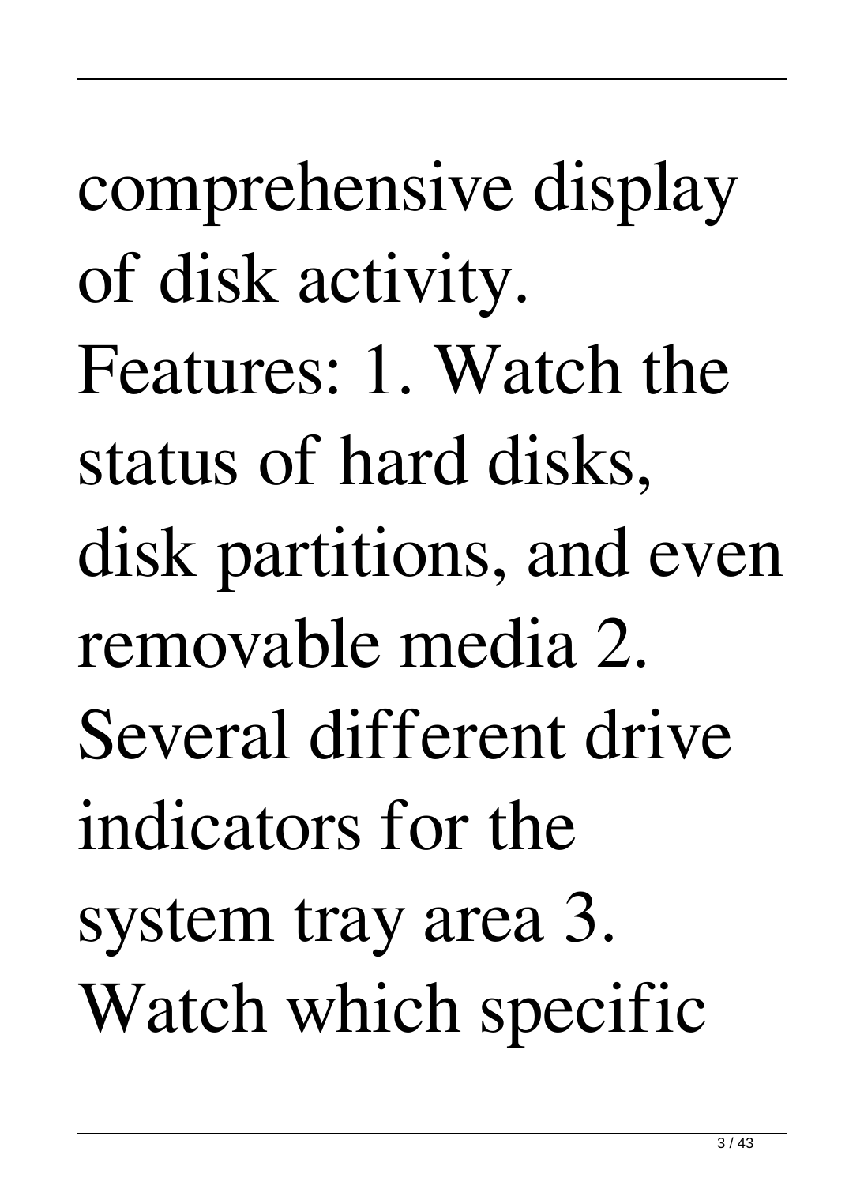comprehensive display of disk activity. Features: 1. Watch the status of hard disks, disk partitions, and even removable media 2. Several different drive indicators for the system tray area 3. Watch which specific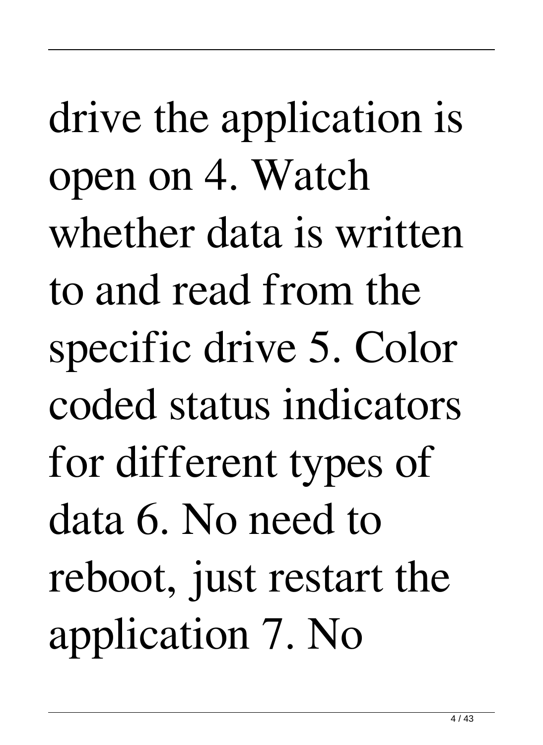drive the application is open on 4. Watch whether data is written to and read from the specific drive 5. Color coded status indicators for different types of data 6. No need to reboot, just restart the application 7. No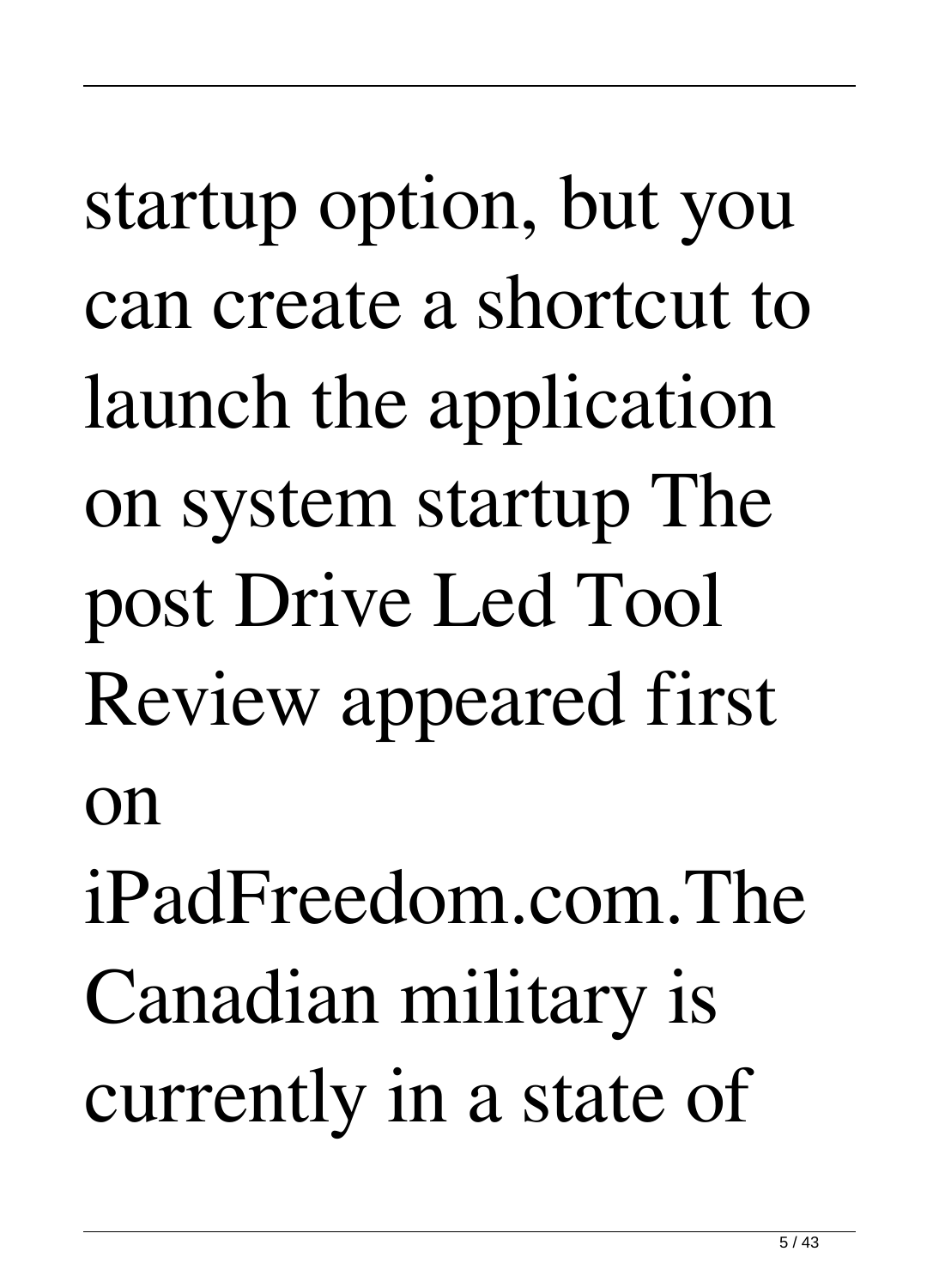startup option, but you can create a shortcut to launch the application on system startup The post Drive Led Tool Review appeared first on iPadFreedom.com.The Canadian military is currently in a state of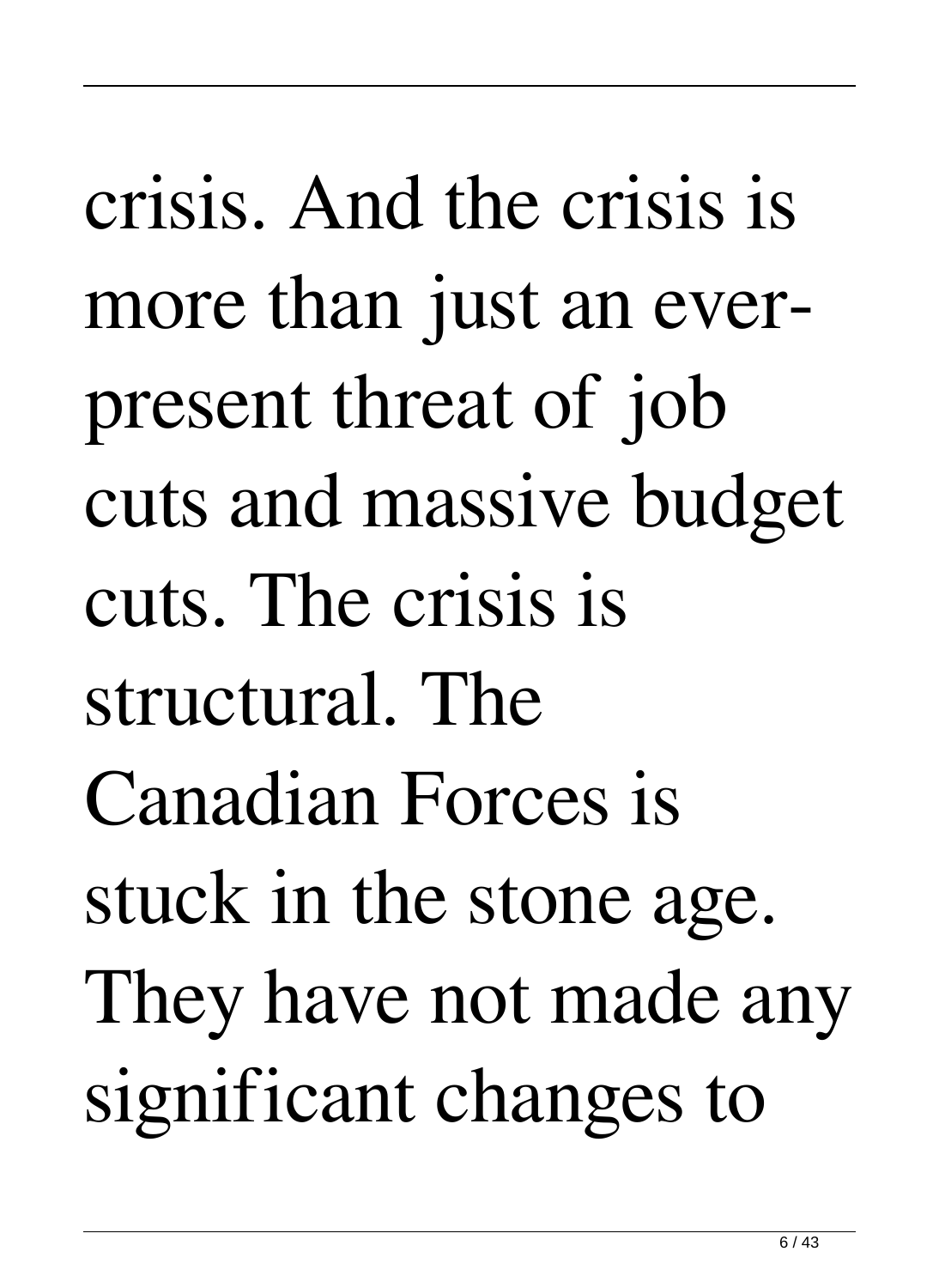crisis. And the crisis is more than just an ever-present threat of job cuts and massive budget cuts. The crisis is structural. The Canadian Forces is stuck in the stone age. They have not made any significant changes to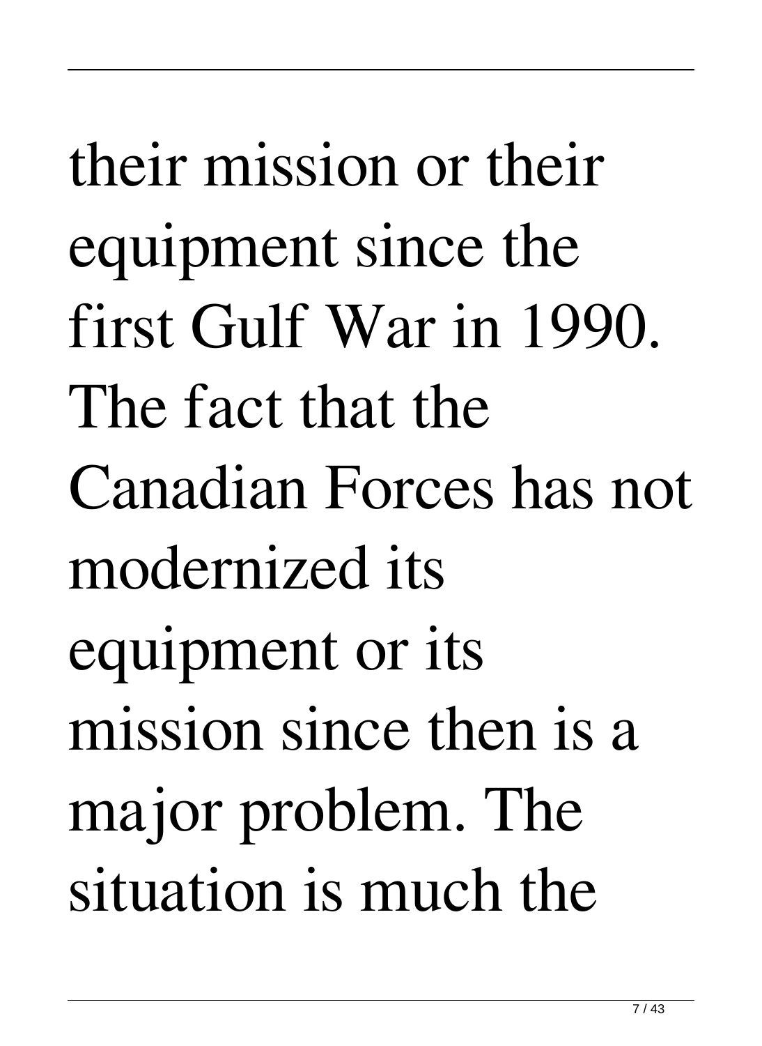their mission or their equipment since the first Gulf War in 1990. The fact that the Canadian Forces has not modernized its equipment or its mission since then is a major problem. The situation is much the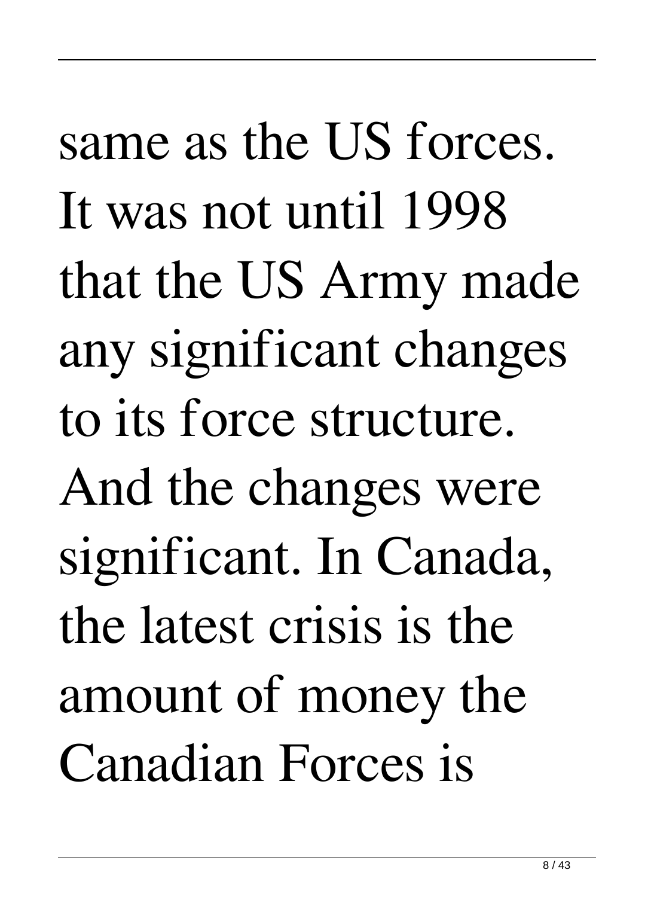same as the US forces. It was not until 1998 that the US Army made any significant changes to its force structure. And the changes were significant. In Canada, the latest crisis is the amount of money the Canadian Forces is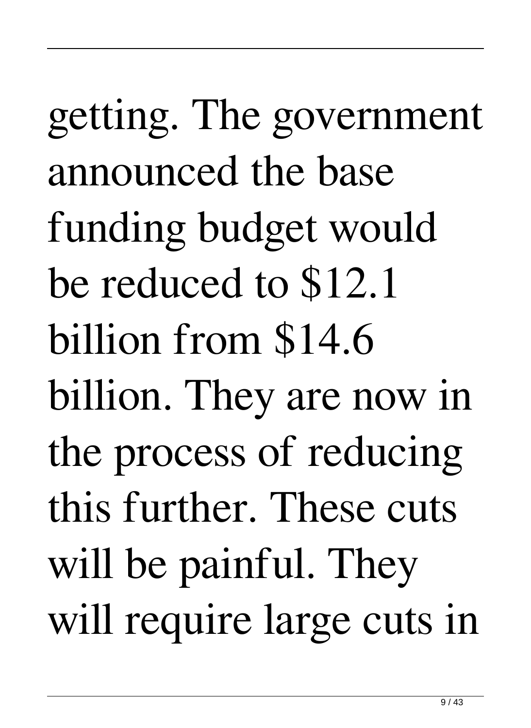getting. The government announced the base funding budget would be reduced to $12.1 billion from $14.6 billion. They are now in the process of reducing this further. These cuts will be painful. They will require large cuts in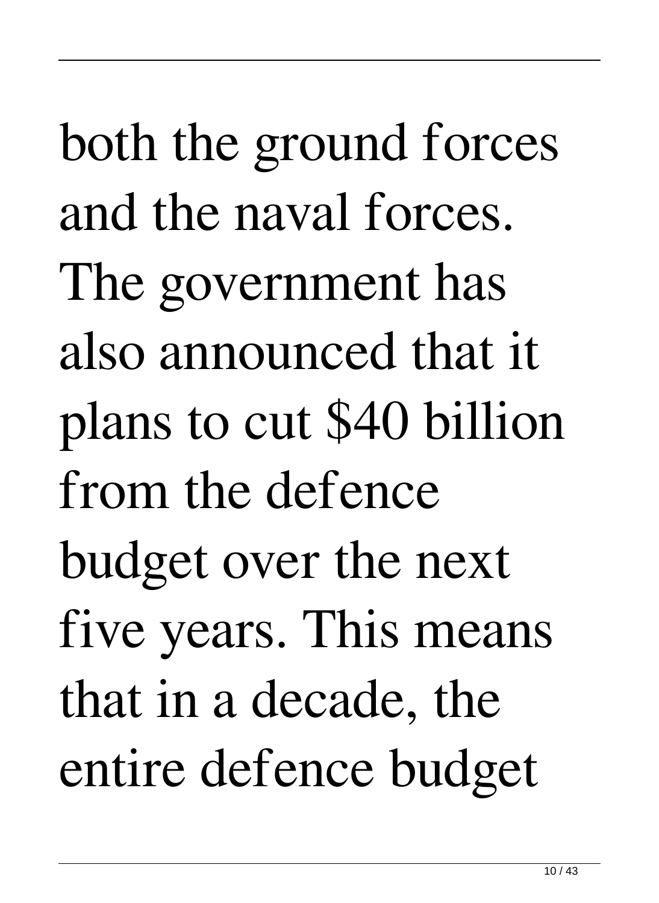both the ground forces and the naval forces. The government has also announced that it plans to cut $40 billion from the defence budget over the next five years. This means that in a decade, the entire defence budget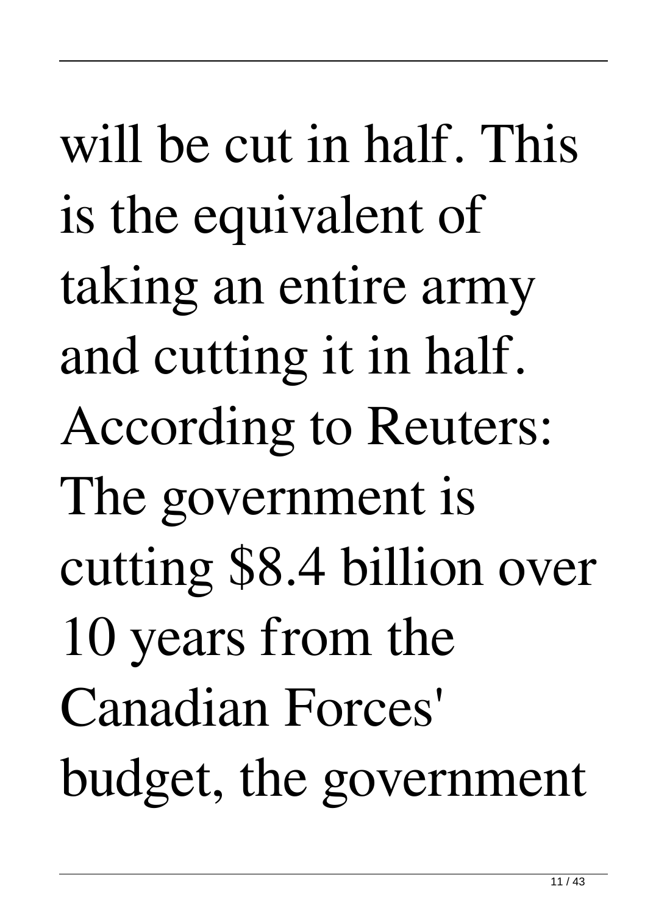will be cut in half. This is the equivalent of taking an entire army and cutting it in half. According to Reuters: The government is cutting $8.4 billion over 10 years from the Canadian Forces' budget, the government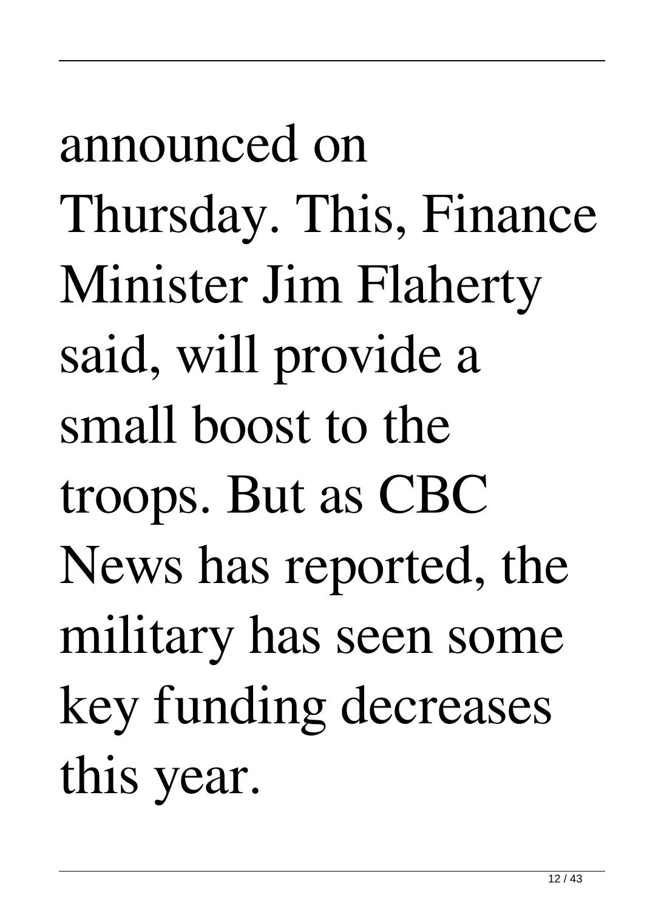announced on Thursday. This, Finance Minister Jim Flaherty said, will provide a small boost to the troops. But as CBC News has reported, the military has seen some key funding decreases this year.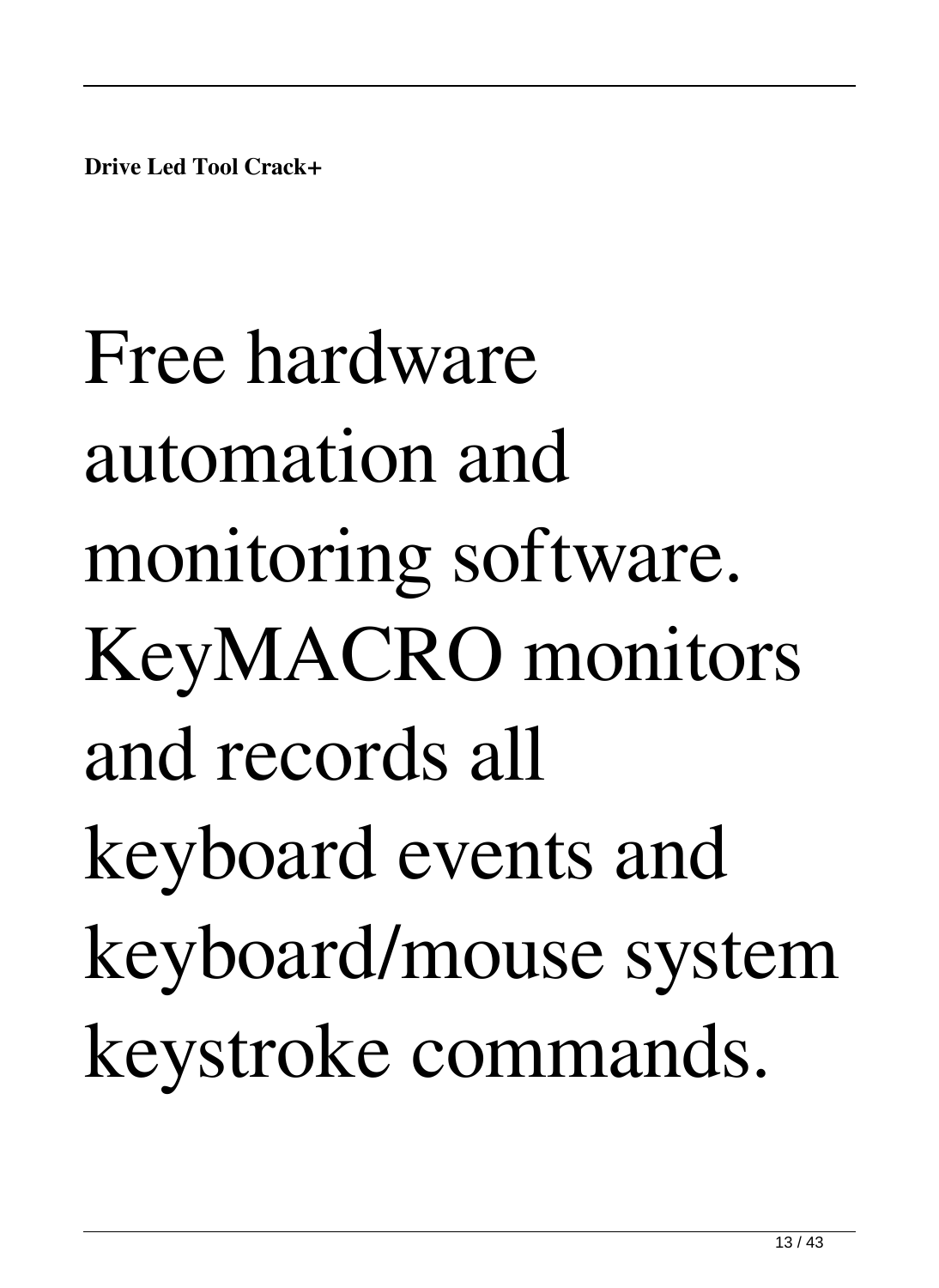Free hardware automation and monitoring software. KeyMACRO monitors and records all keyboard events and keyboard/mouse system keystroke commands.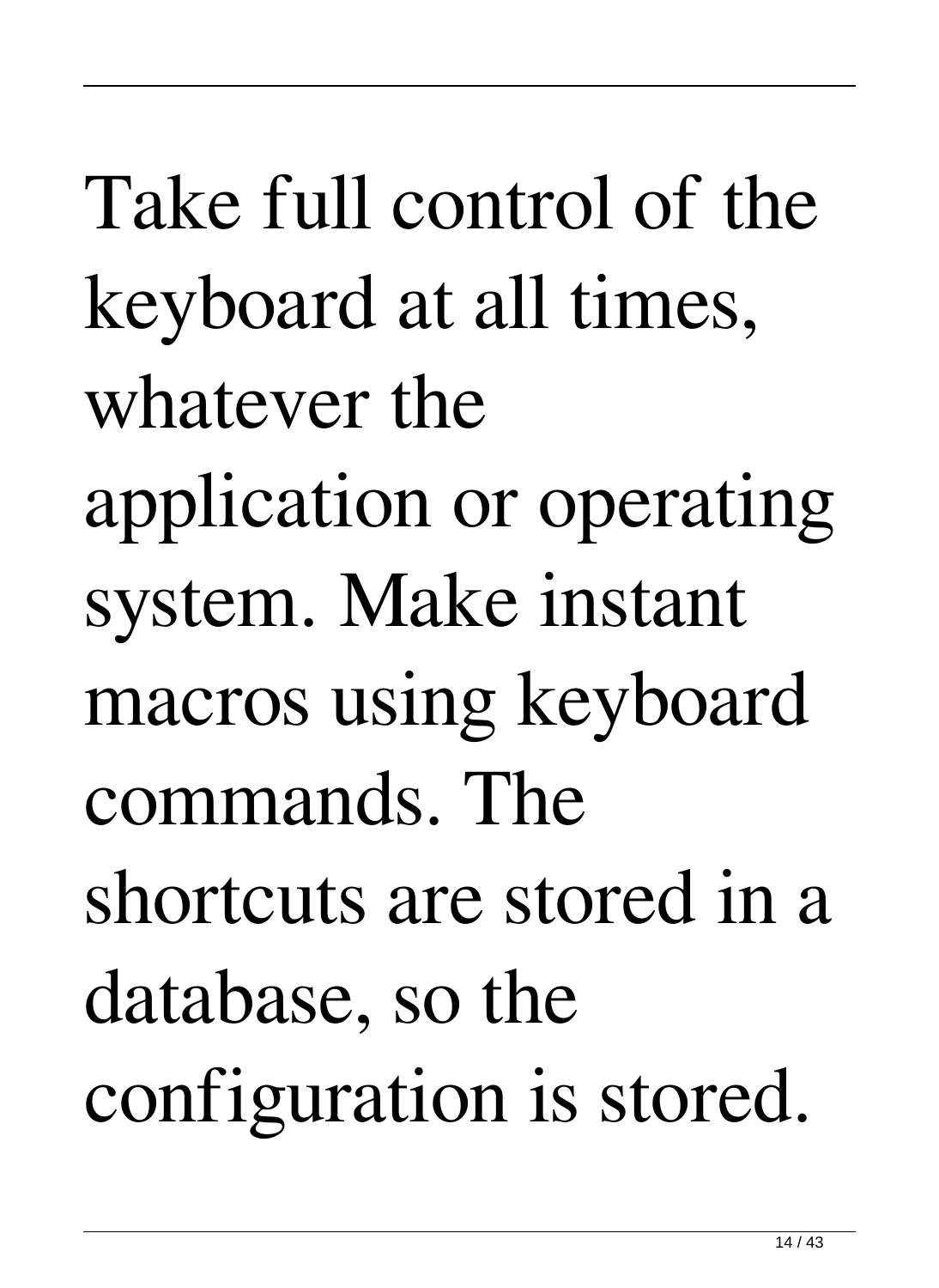Take full control of the keyboard at all times, whatever the application or operating system. Make instant macros using keyboard commands. The shortcuts are stored in a database, so the configuration is stored.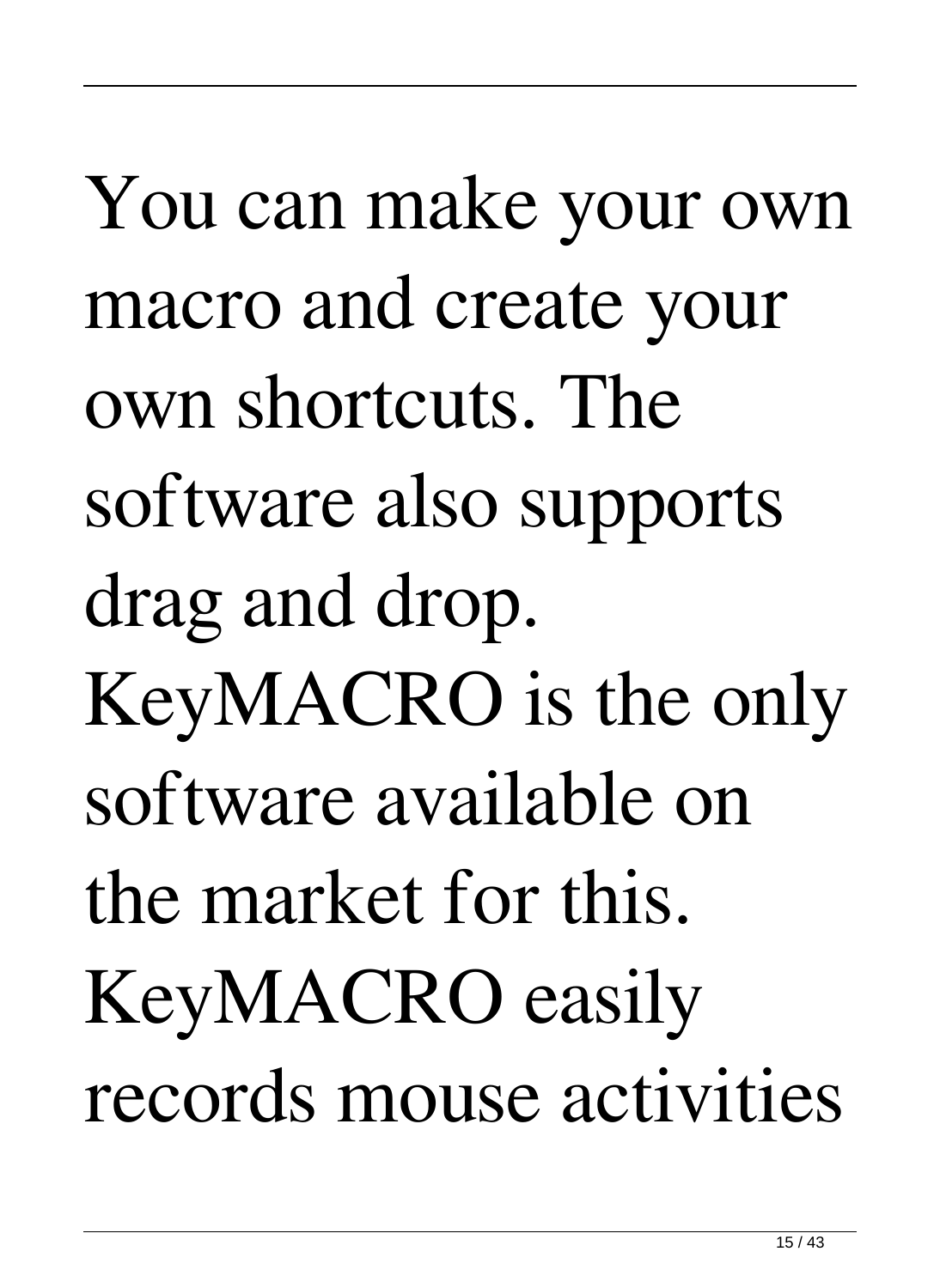You can make your own macro and create your own shortcuts. The software also supports drag and drop. KeyMACRO is the only software available on the market for this. KeyMACRO easily records mouse activities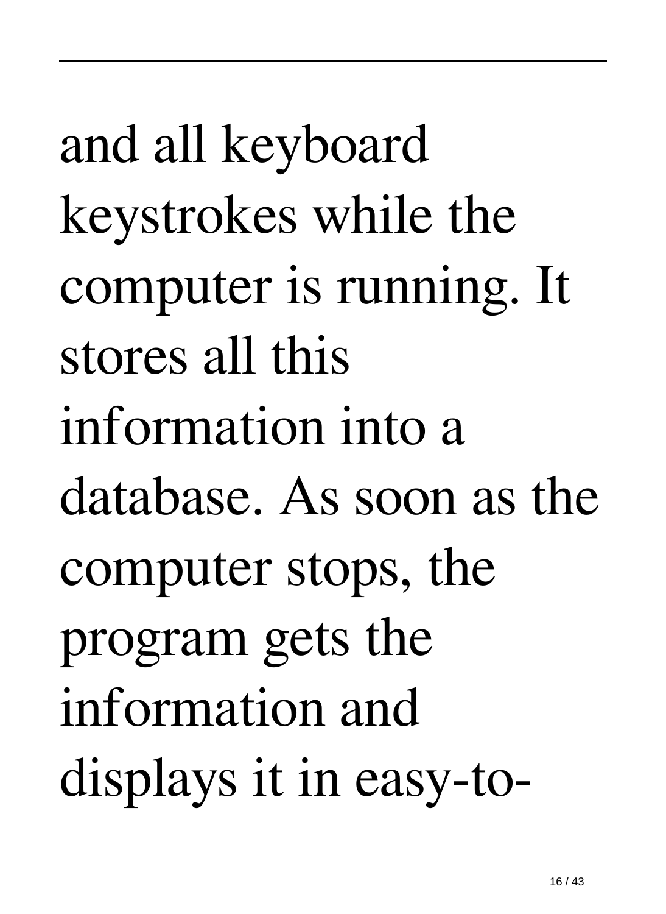and all keyboard keystrokes while the computer is running. It stores all this information into a database. As soon as the computer stops, the program gets the information and displays it in easy-to-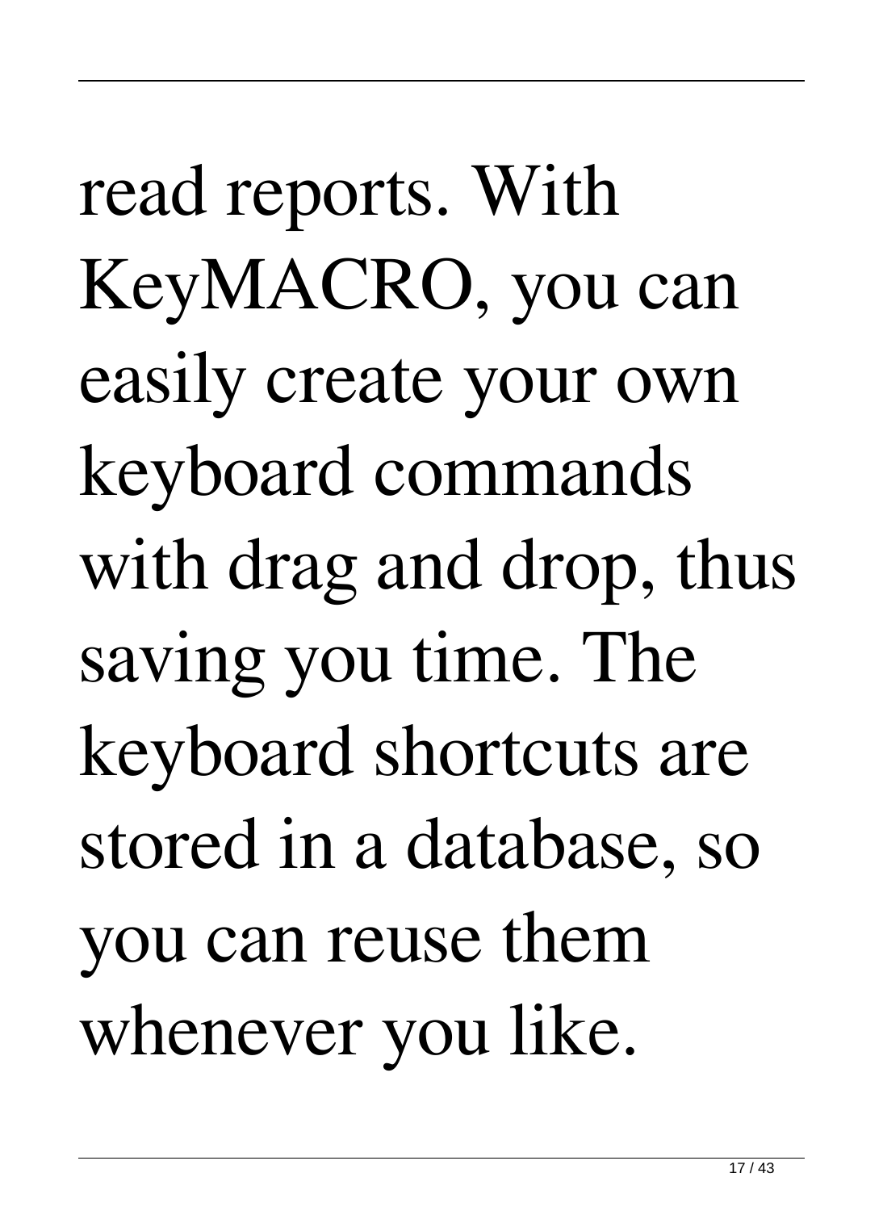read reports. With KeyMACRO, you can easily create your own keyboard commands with drag and drop, thus saving you time. The keyboard shortcuts are stored in a database, so you can reuse them whenever you like.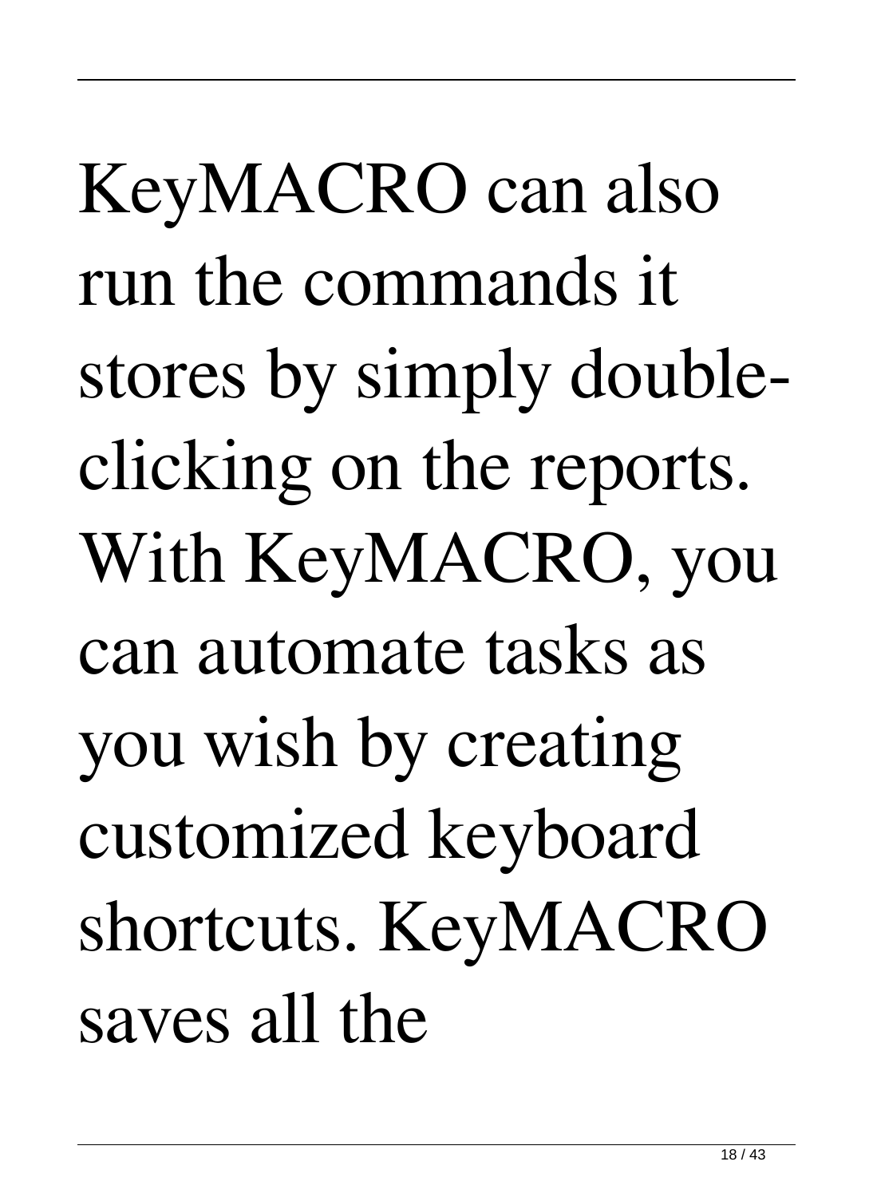KeyMACRO can also run the commands it stores by simply double-clicking on the reports. With KeyMACRO, you can automate tasks as you wish by creating customized keyboard shortcuts. KeyMACRO saves all the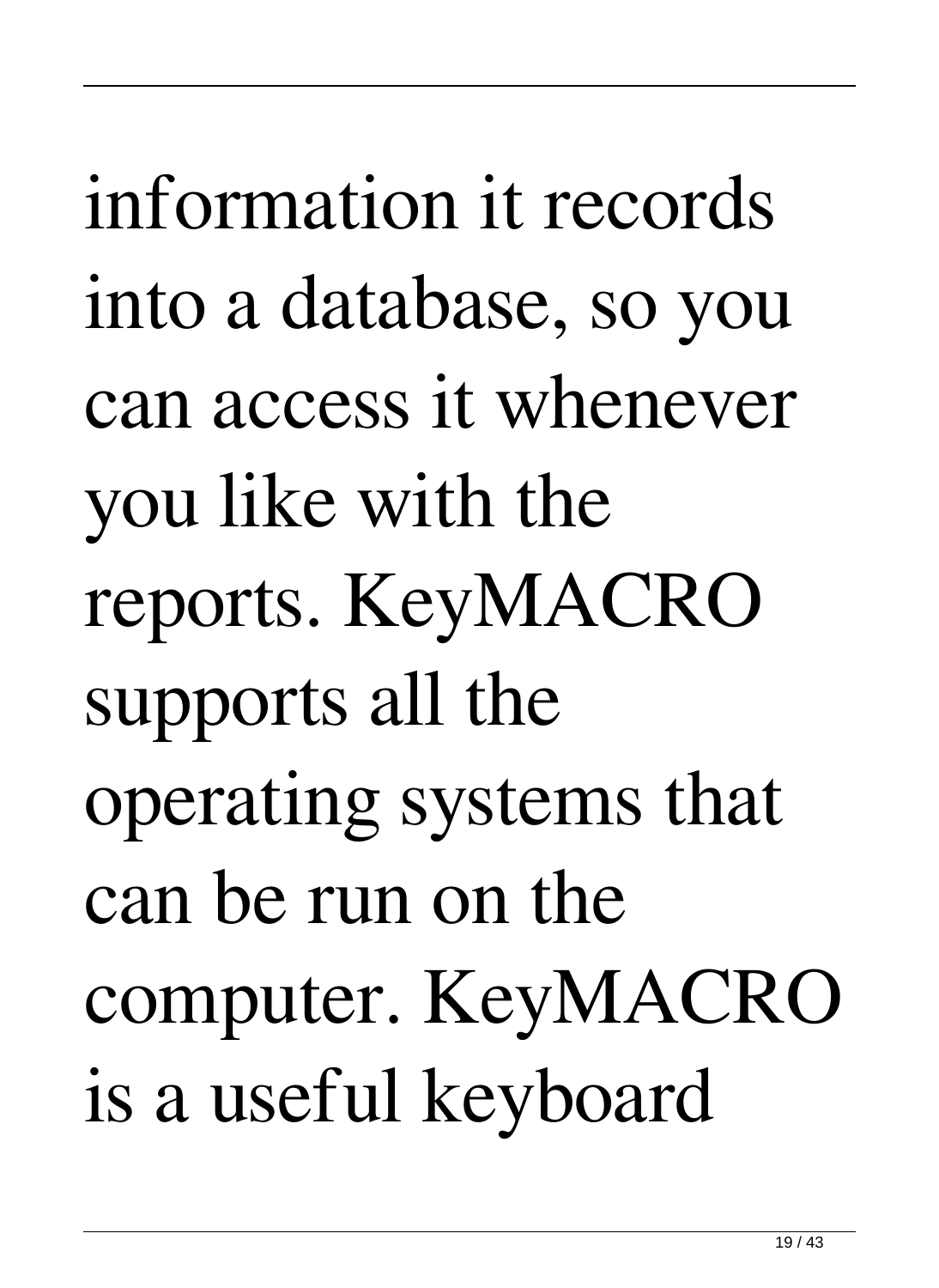information it records into a database, so you can access it whenever you like with the reports. KeyMACRO supports all the operating systems that can be run on the computer. KeyMACRO is a useful keyboard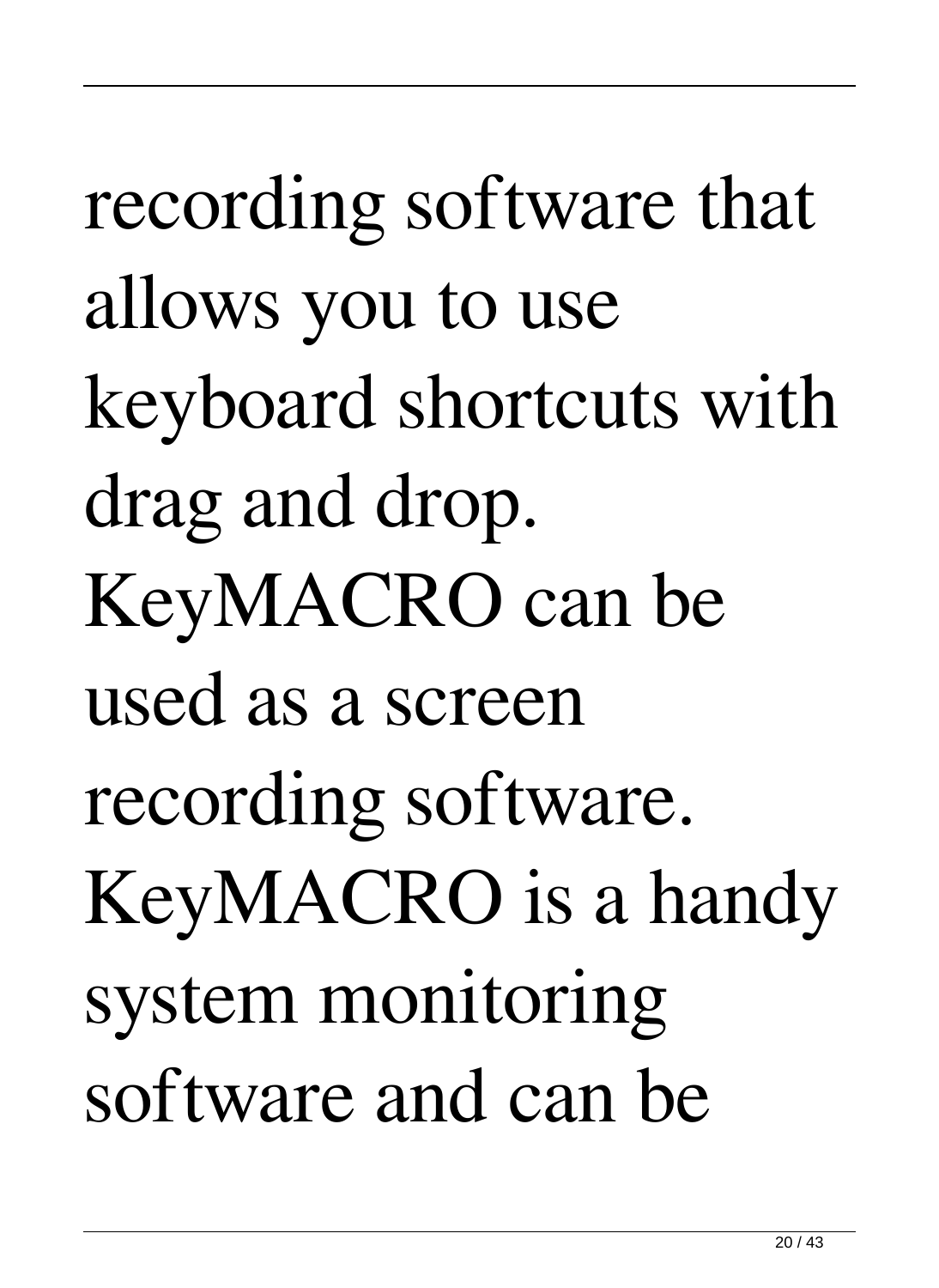recording software that allows you to use keyboard shortcuts with drag and drop. KeyMACRO can be used as a screen recording software. KeyMACRO is a handy system monitoring software and can be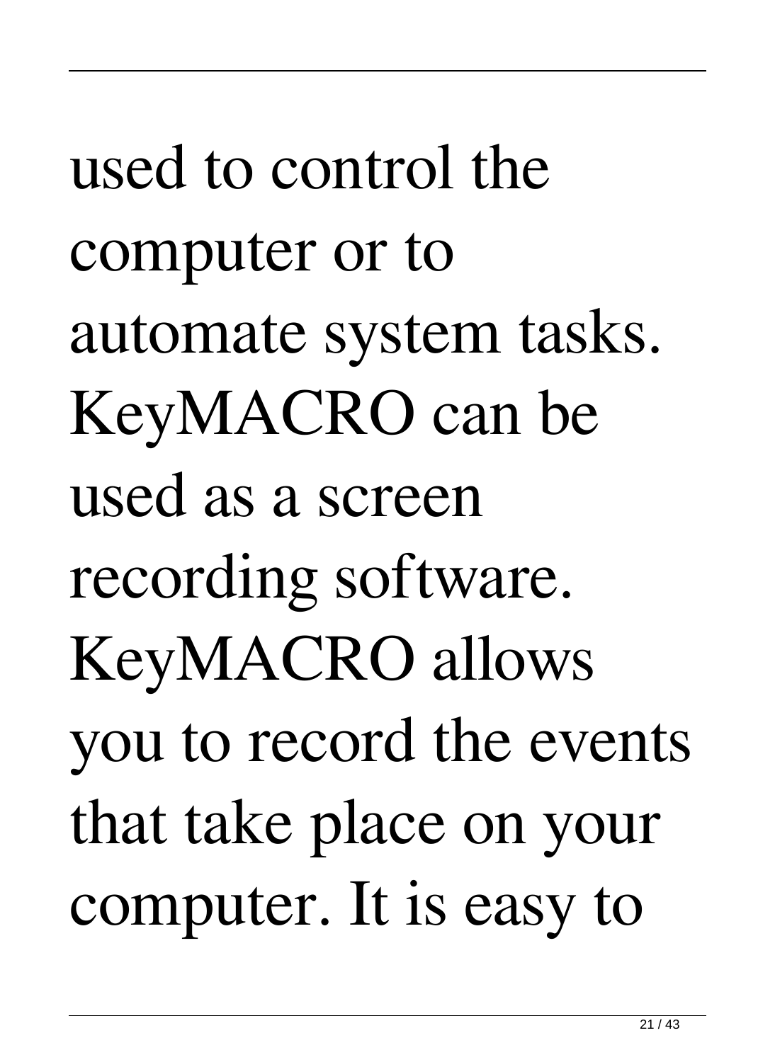used to control the computer or to automate system tasks. KeyMACRO can be used as a screen recording software. KeyMACRO allows you to record the events that take place on your computer. It is easy to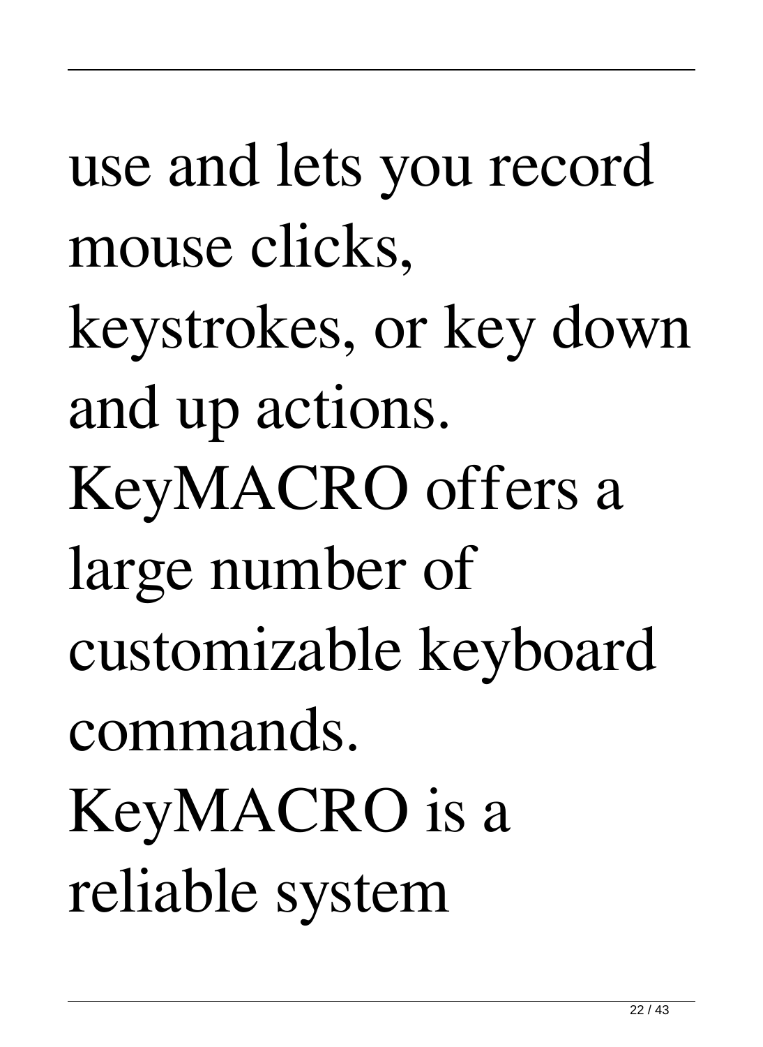use and lets you record mouse clicks, keystrokes, or key down and up actions. KeyMACRO offers a large number of customizable keyboard commands. KeyMACRO is a reliable system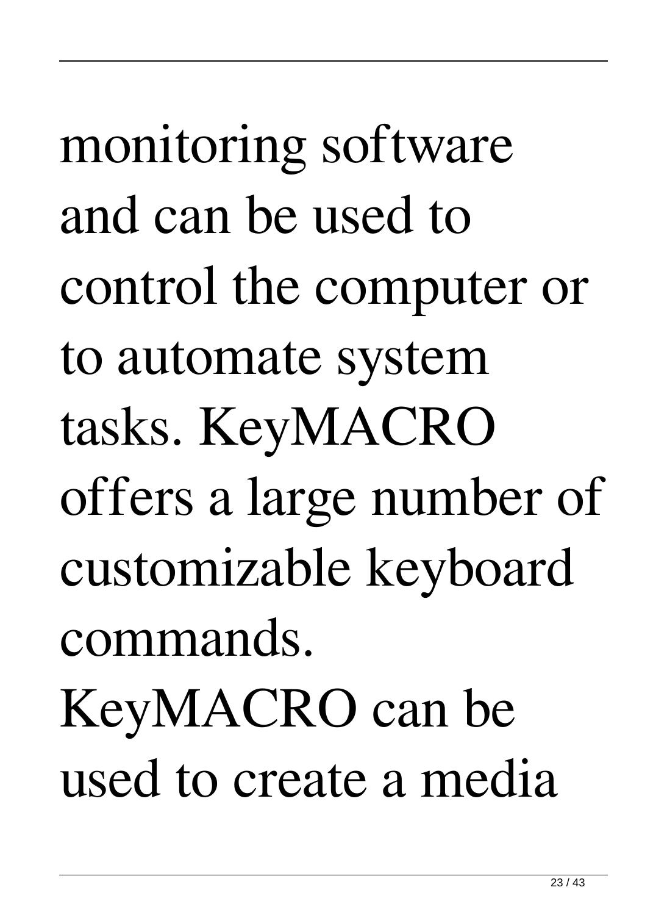monitoring software and can be used to control the computer or to automate system tasks. KeyMACRO offers a large number of customizable keyboard commands. KeyMACRO can be used to create a media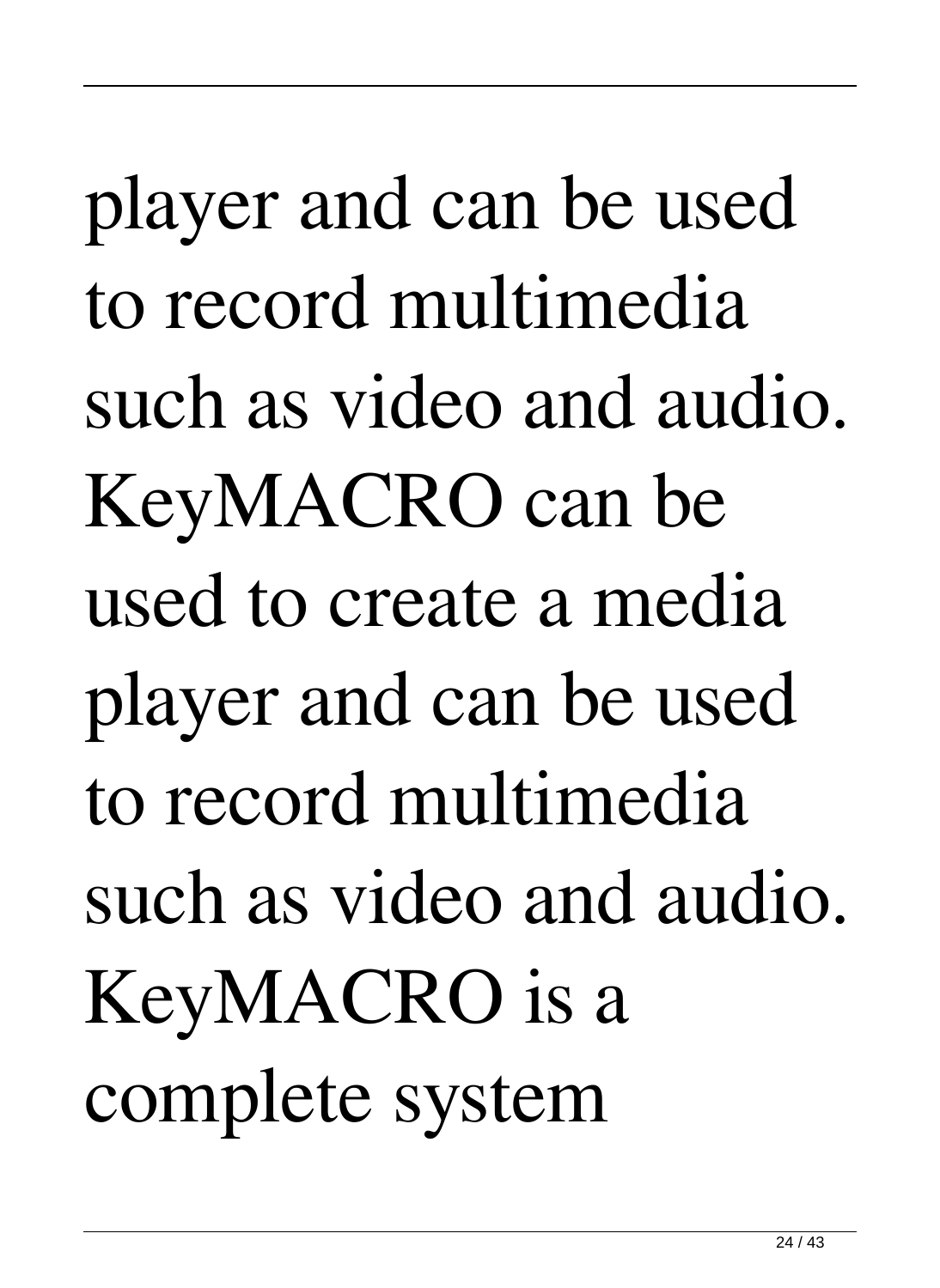player and can be used to record multimedia such as video and audio. KeyMACRO can be used to create a media player and can be used to record multimedia such as video and audio. KeyMACRO is a complete system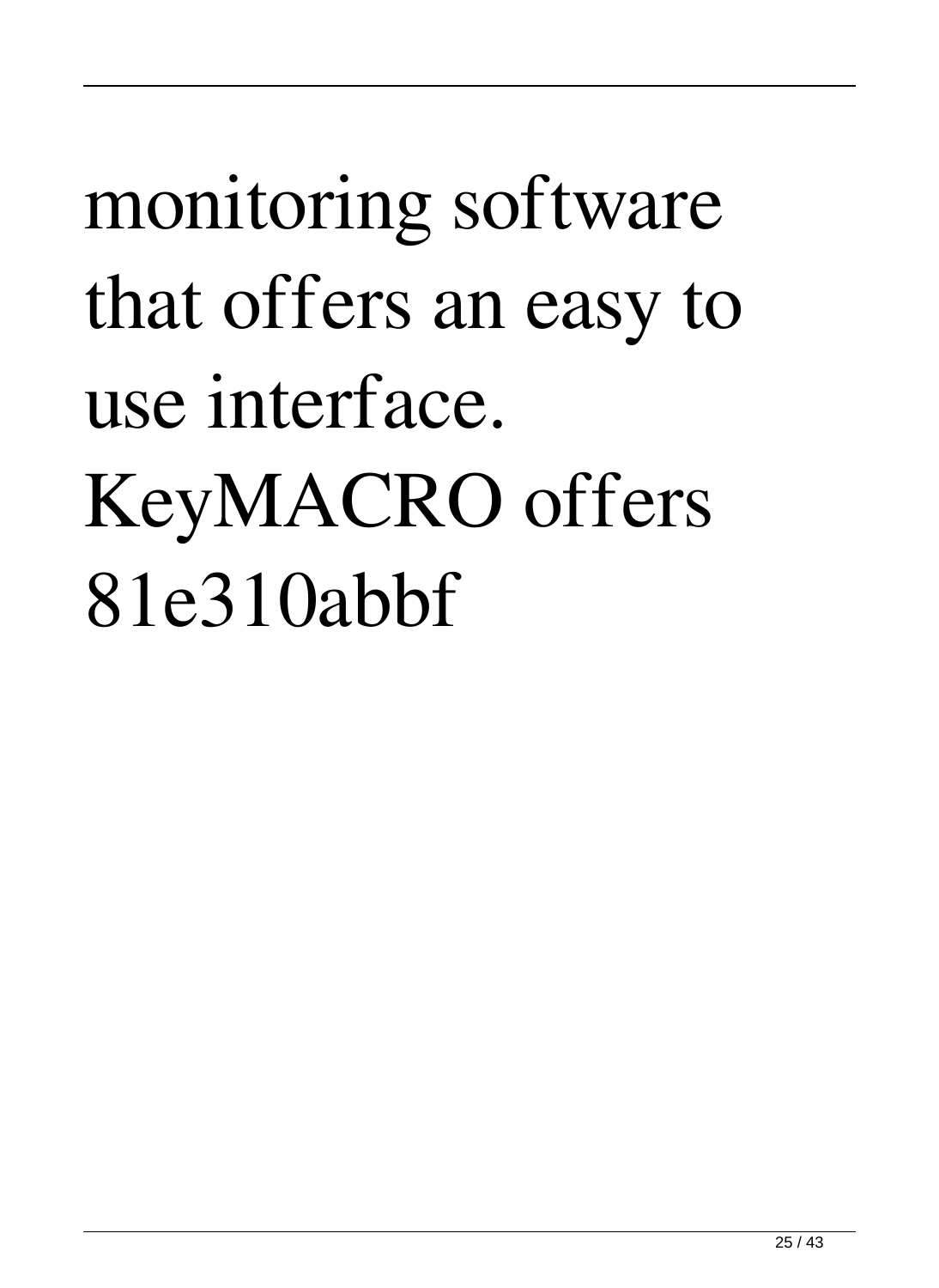monitoring software that offers an easy to use interface. KeyMACRO offers 81e310abbf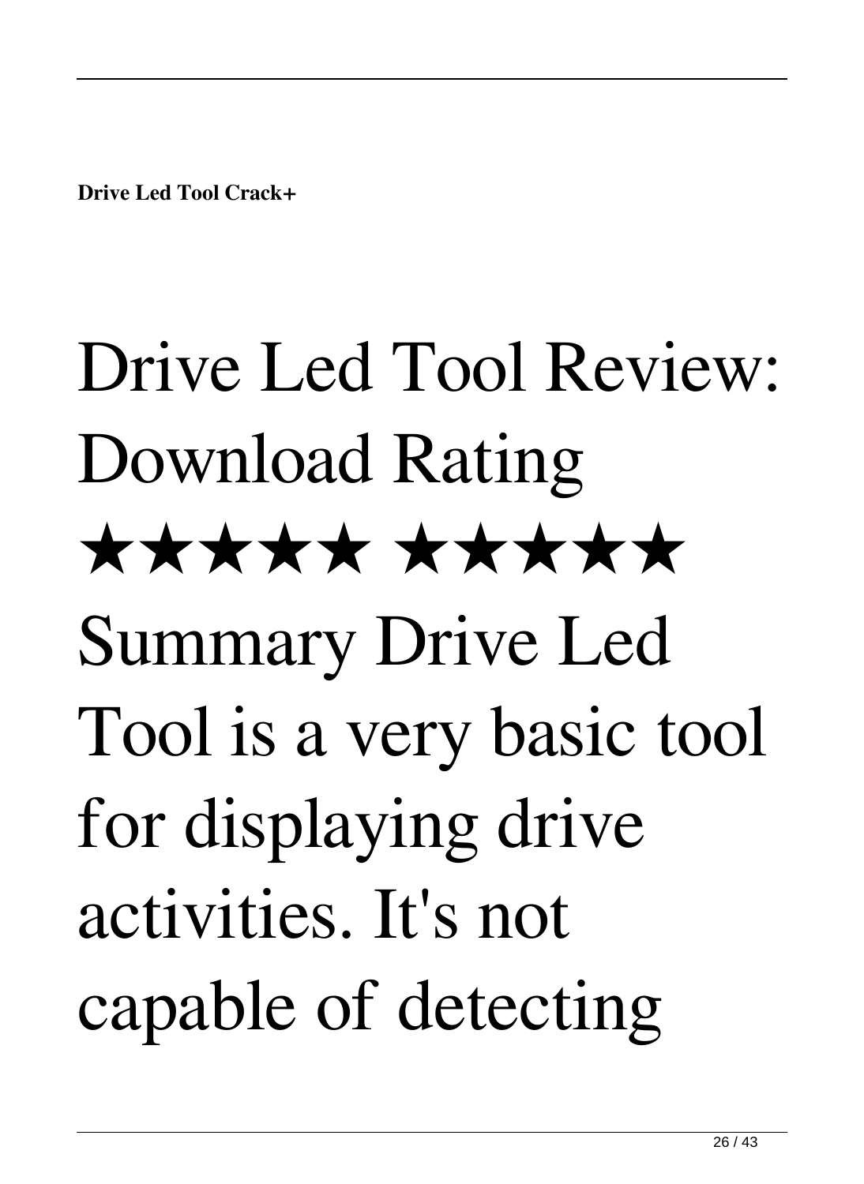**Drive Led Tool Crack+**

Drive Led Tool Review: Download Rating ★★★★★ ★★★★★ Summary Drive Led Tool is a very basic tool for displaying drive activities. It's not capable of detecting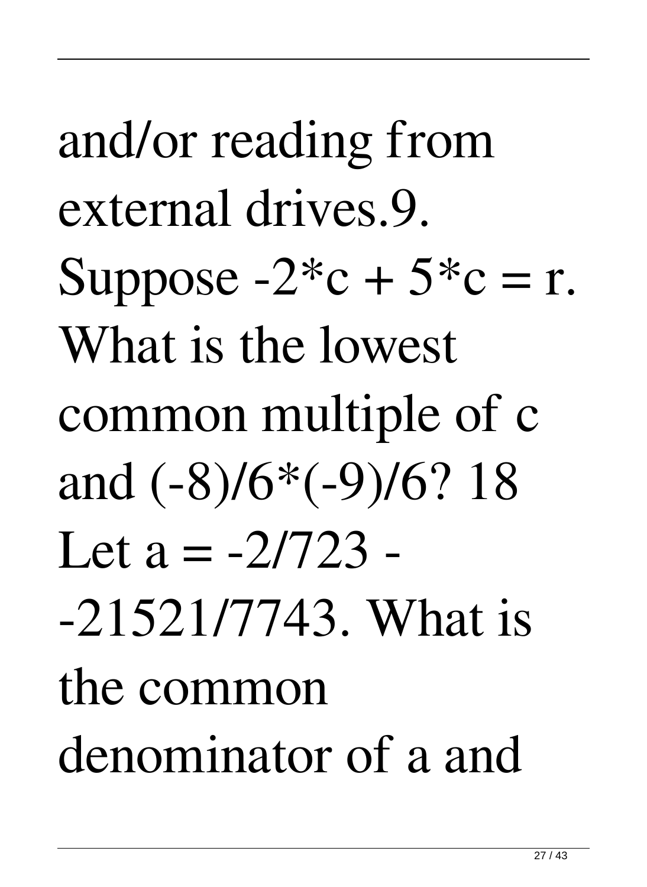and/or reading from external drives.9. Suppose $-2*c + 5*c = r$. What is the lowest common multiple of c and $(-8)/6*(-9)/6$? 18 Let $a = -2/723 - -21521/7743$. What is the common denominator of a and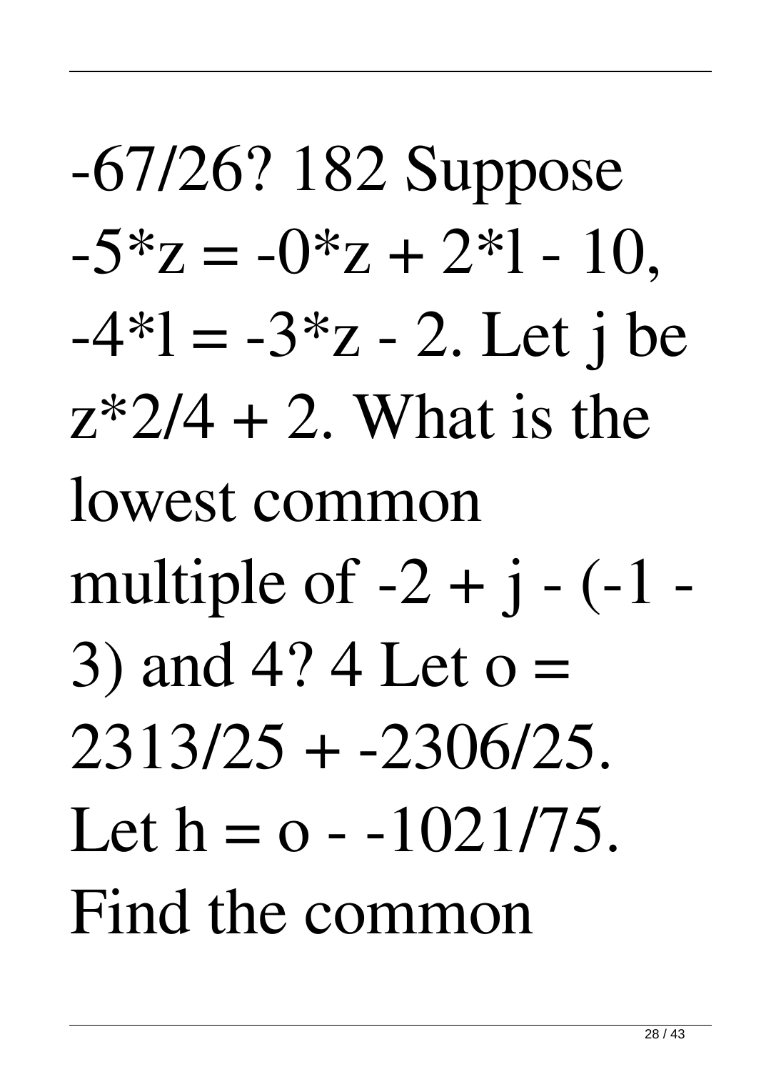-67/26? 182 Suppose $-5*z = -0*z + 2*l - 10$, $-4*l = -3*z - 2$. Let j be $z*2/4 + 2$. What is the lowest common multiple of $-2 + j - (-1 - 3)$ and 4? 4 Let $o = 2313/25 + -2306/25$. Let $h = o - -1021/75$. Find the common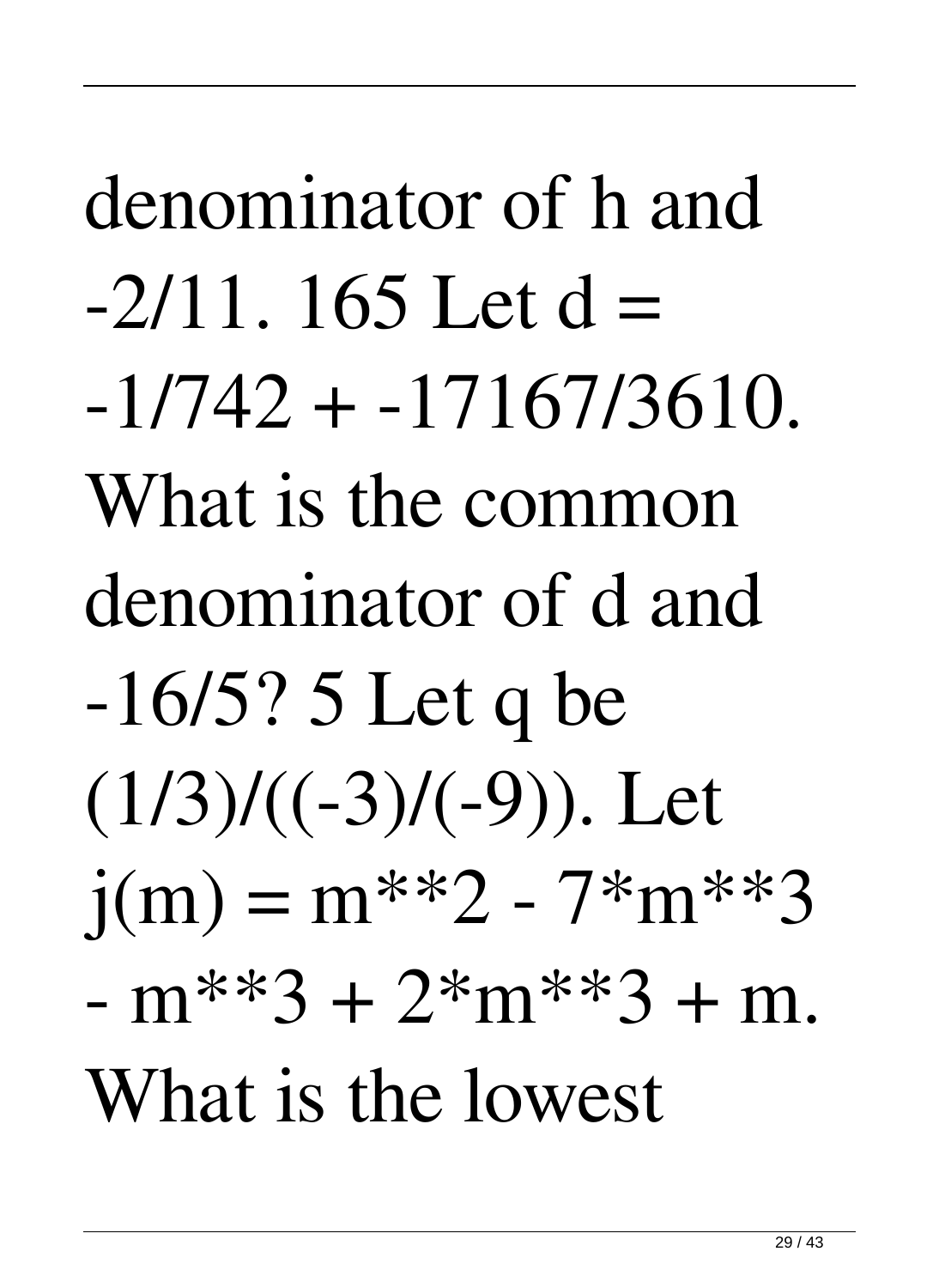denominator of h and -2/11. 165 Let d = -1/742 + -17167/3610. What is the common denominator of d and -16/5? 5 Let q be (1/3)/((-3)/(-9)). Let j(m) = m**2 - 7*m**3 - m**3 + 2*m**3 + m. What is the lowest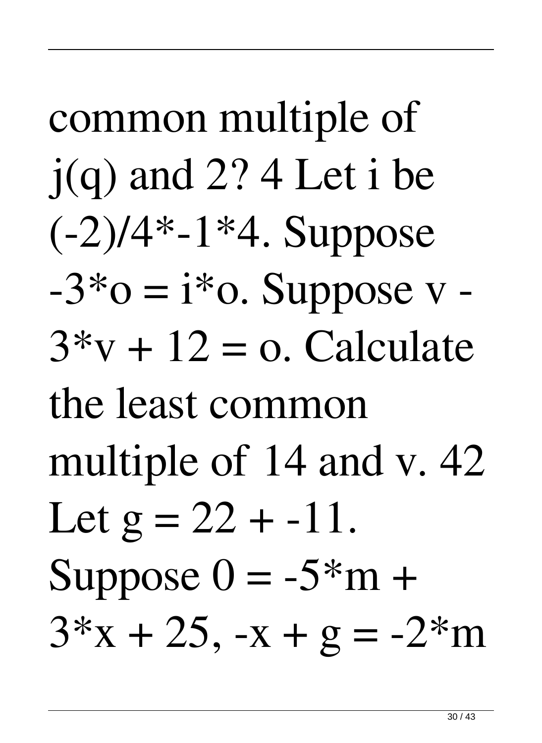common multiple of j(q) and 2? 4 Let i be (-2)/4*-1*4. Suppose -3*o = i*o. Suppose v - 3*v + 12 = o. Calculate the least common multiple of 14 and v. 42 Let g = 22 + -11. Suppose 0 = -5*m + 3*x + 25, -x + g = -2*m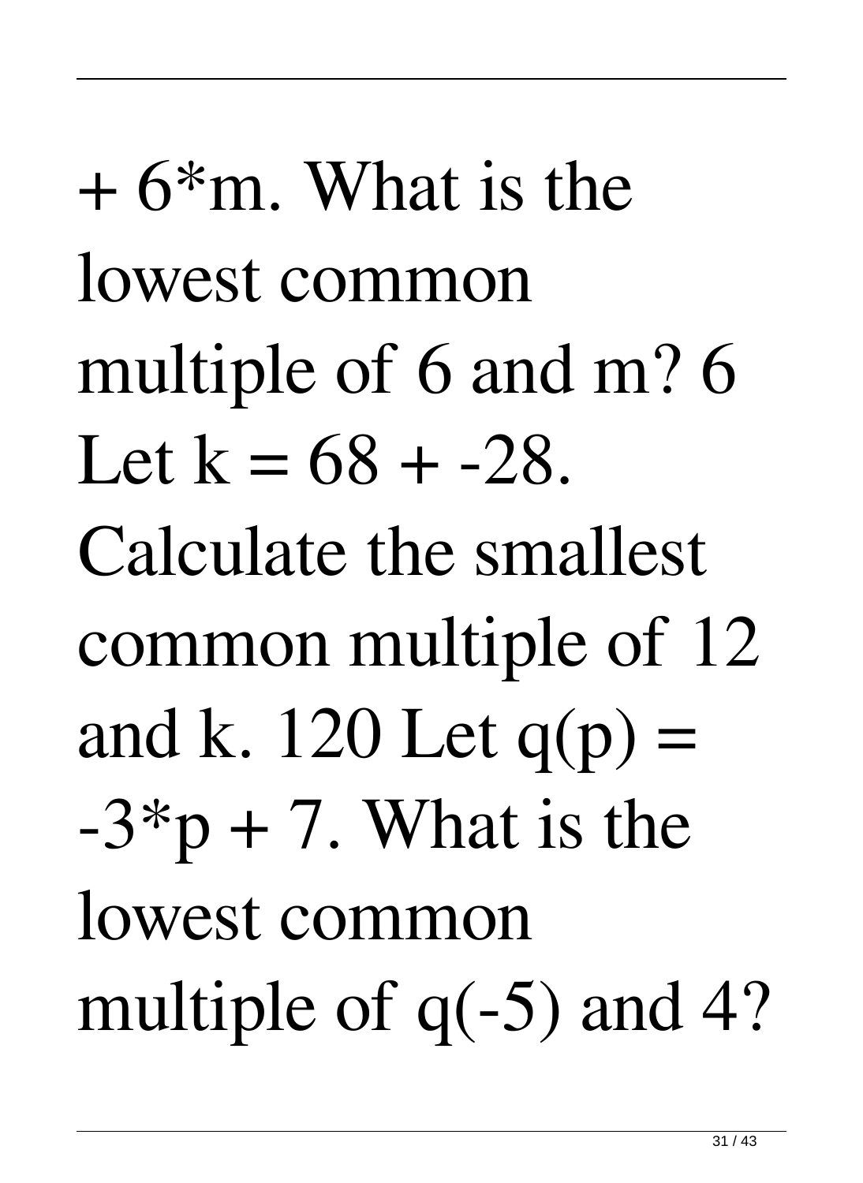+ $6*m$. What is the lowest common multiple of 6 and m? 6 Let $k = 68 + -28$. Calculate the smallest common multiple of 12 and k. 120 Let $q(p) = -3*p + 7$. What is the lowest common multiple of $q(-5)$ and 4?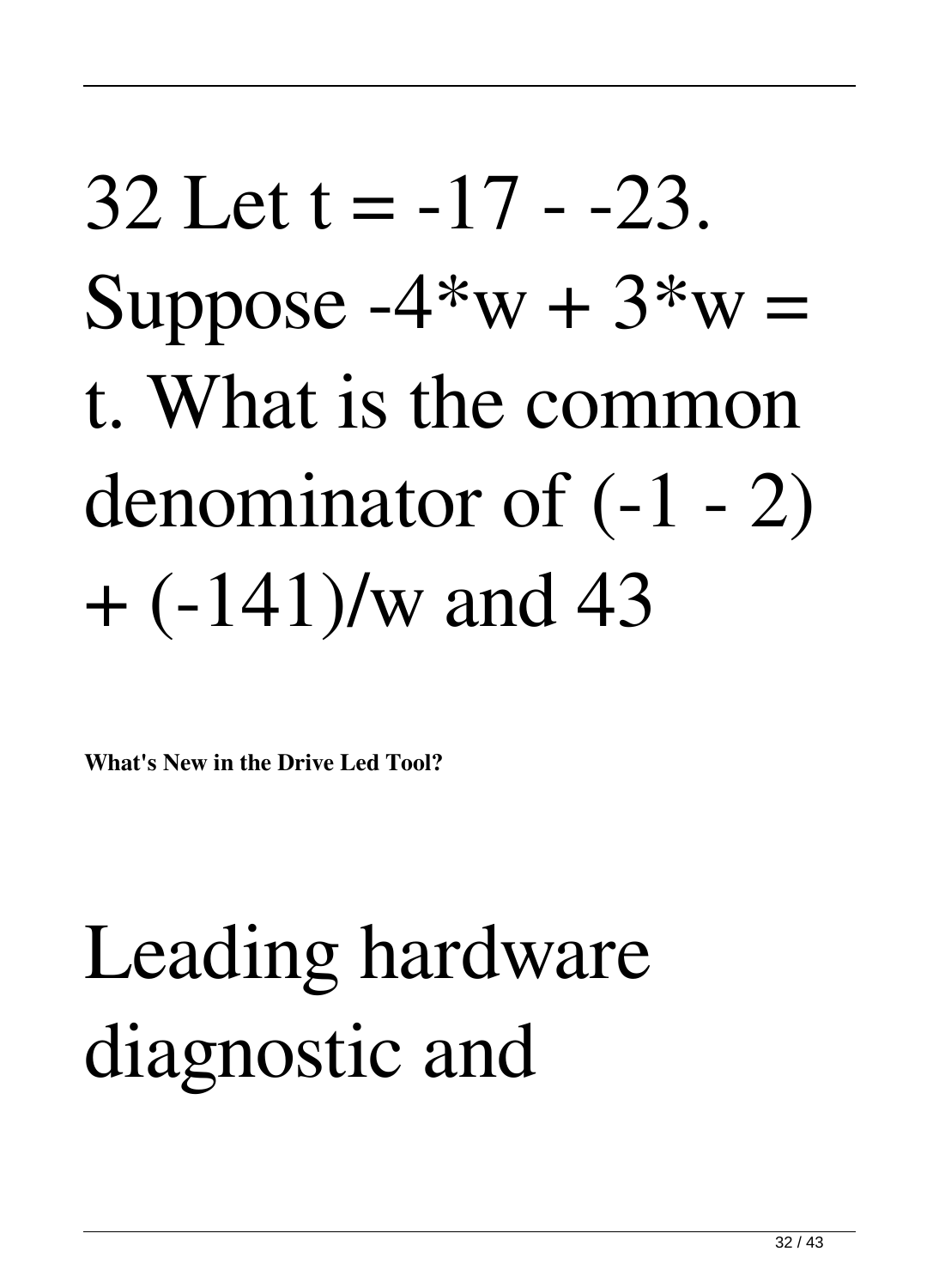32 Let t = -17 - -23. Suppose -4*w + 3*w = t. What is the common denominator of (-1 - 2) + (-141)/w and 43

**What's New in the Drive Led Tool?**

Leading hardware diagnostic and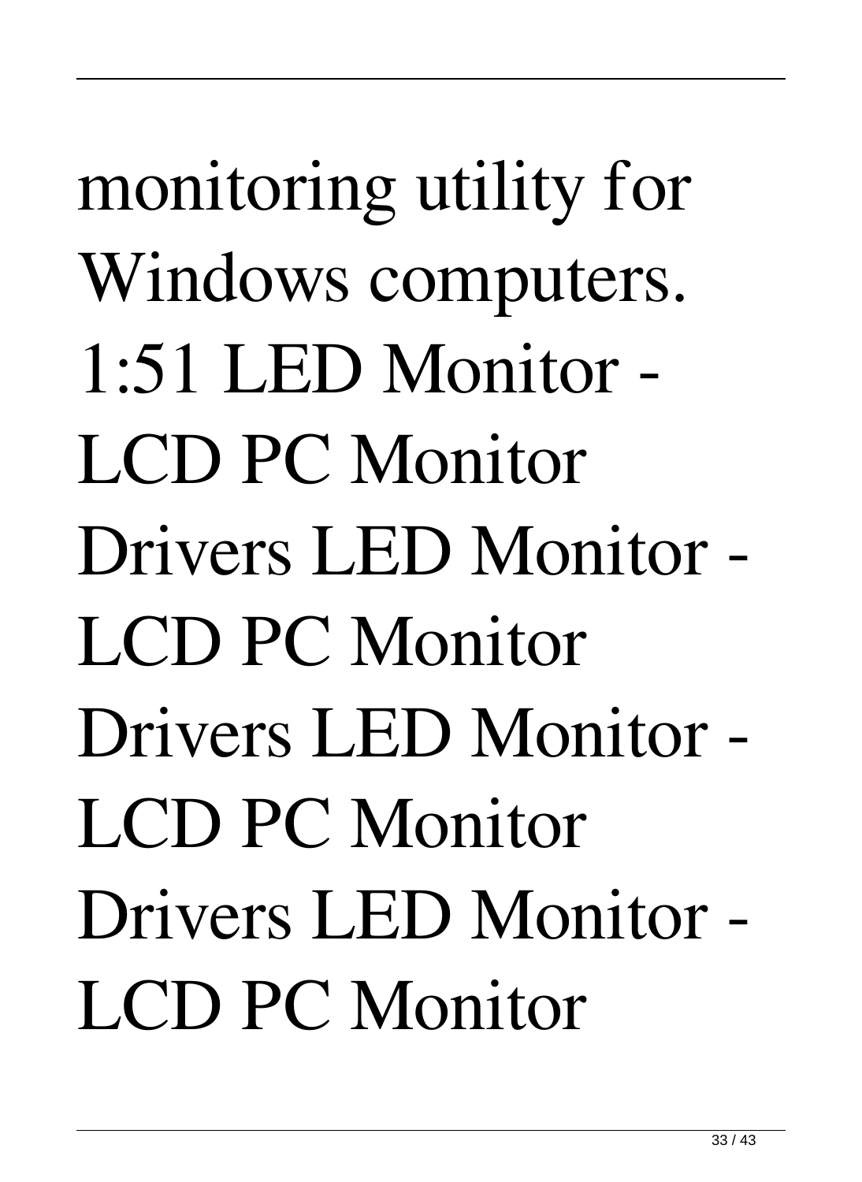monitoring utility for Windows computers. 1:51 LED Monitor - LCD PC Monitor Drivers LED Monitor - LCD PC Monitor Drivers LED Monitor - LCD PC Monitor Drivers LED Monitor - LCD PC Monitor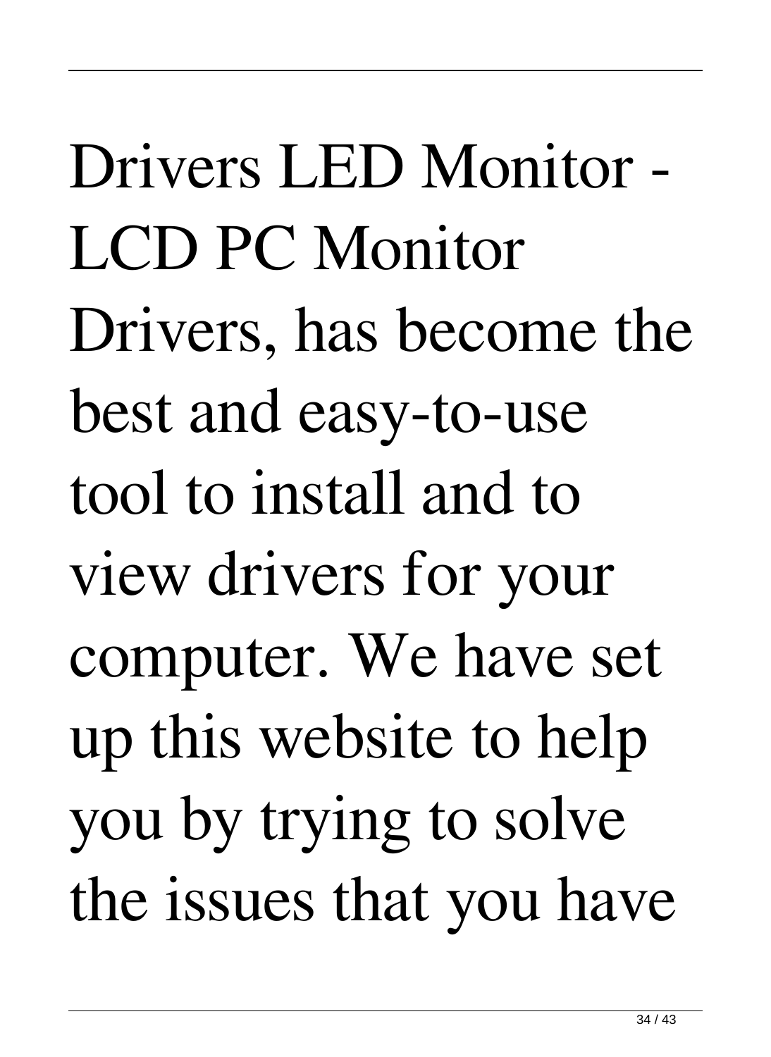Drivers LED Monitor - LCD PC Monitor Drivers, has become the best and easy-to-use tool to install and to view drivers for your computer. We have set up this website to help you by trying to solve the issues that you have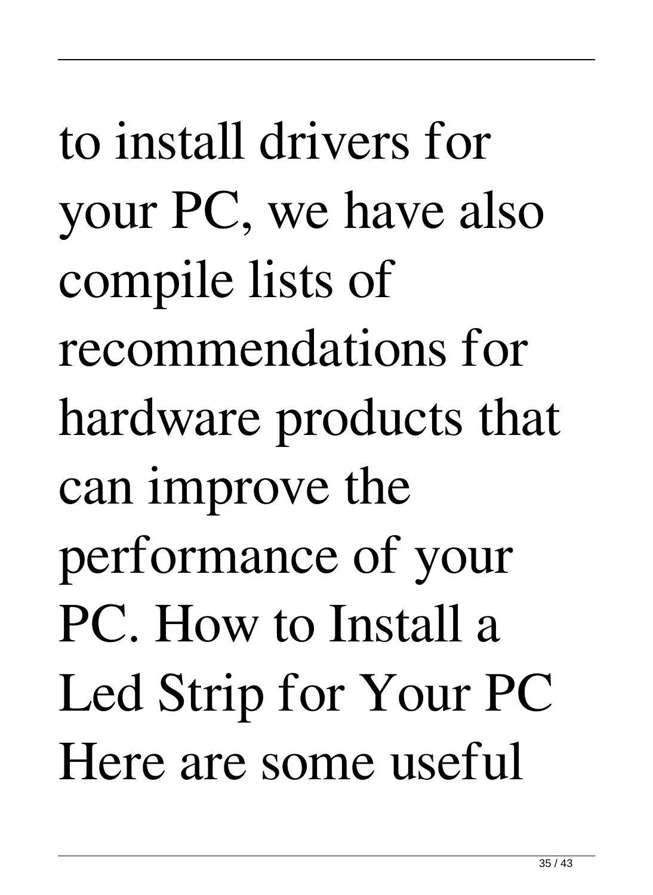to install drivers for your PC, we have also compile lists of recommendations for hardware products that can improve the performance of your PC. How to Install a Led Strip for Your PC Here are some useful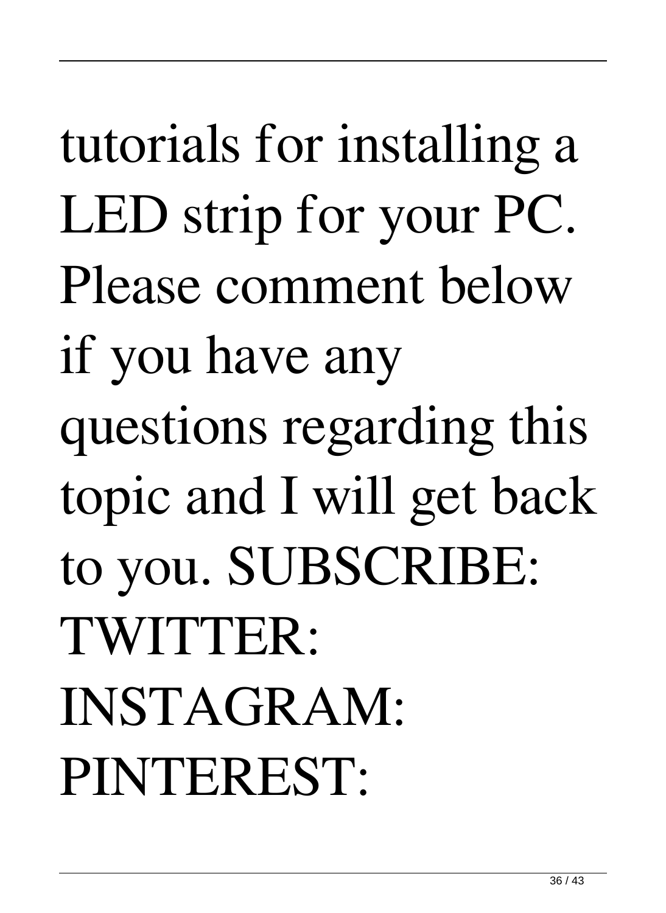tutorials for installing a LED strip for your PC. Please comment below if you have any questions regarding this topic and I will get back to you. SUBSCRIBE: TWITTER: INSTAGRAM: PINTEREST: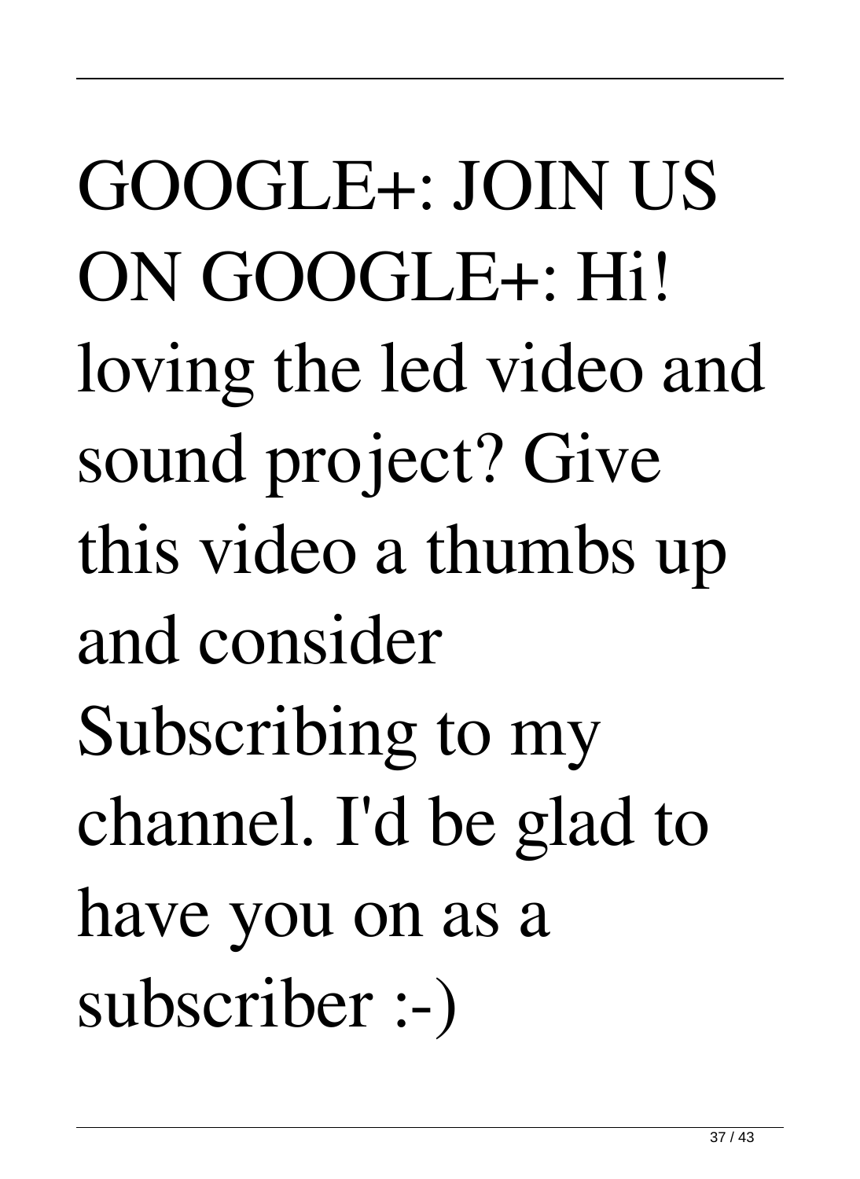GOOGLE+: JOIN US ON GOOGLE+: Hi! loving the led video and sound project? Give this video a thumbs up and consider Subscribing to my channel. I'd be glad to have you on as a subscriber :-)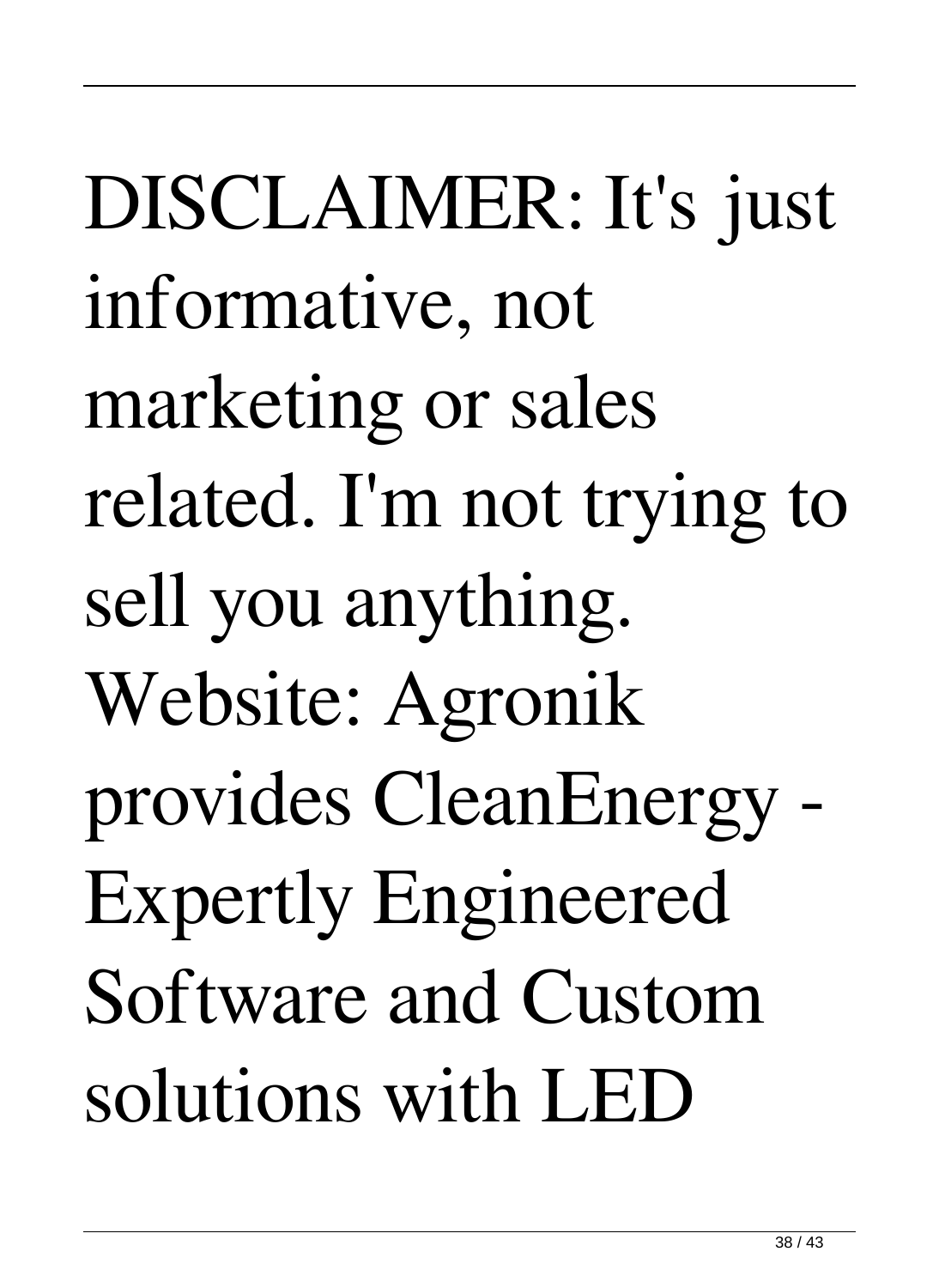DISCLAIMER: It's just informative, not marketing or sales related. I'm not trying to sell you anything. Website: Agronik provides CleanEnergy - Expertly Engineered Software and Custom solutions with LED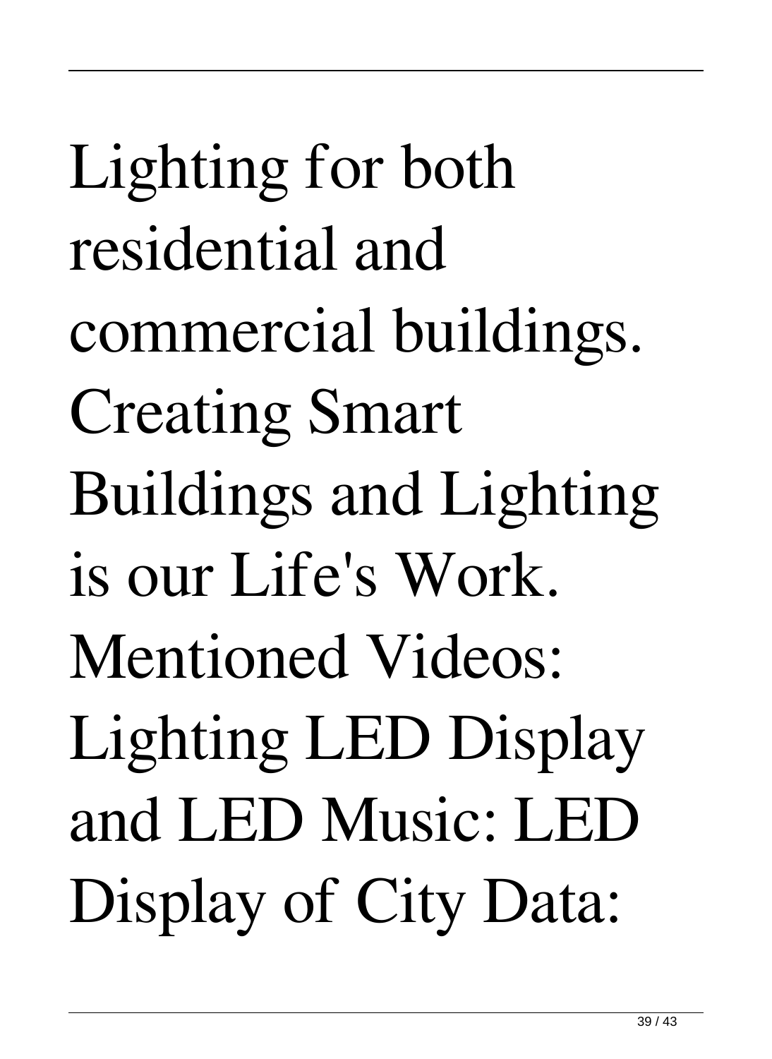Lighting for both residential and commercial buildings. Creating Smart Buildings and Lighting is our Life's Work. Mentioned Videos: Lighting LED Display and LED Music: LED Display of City Data: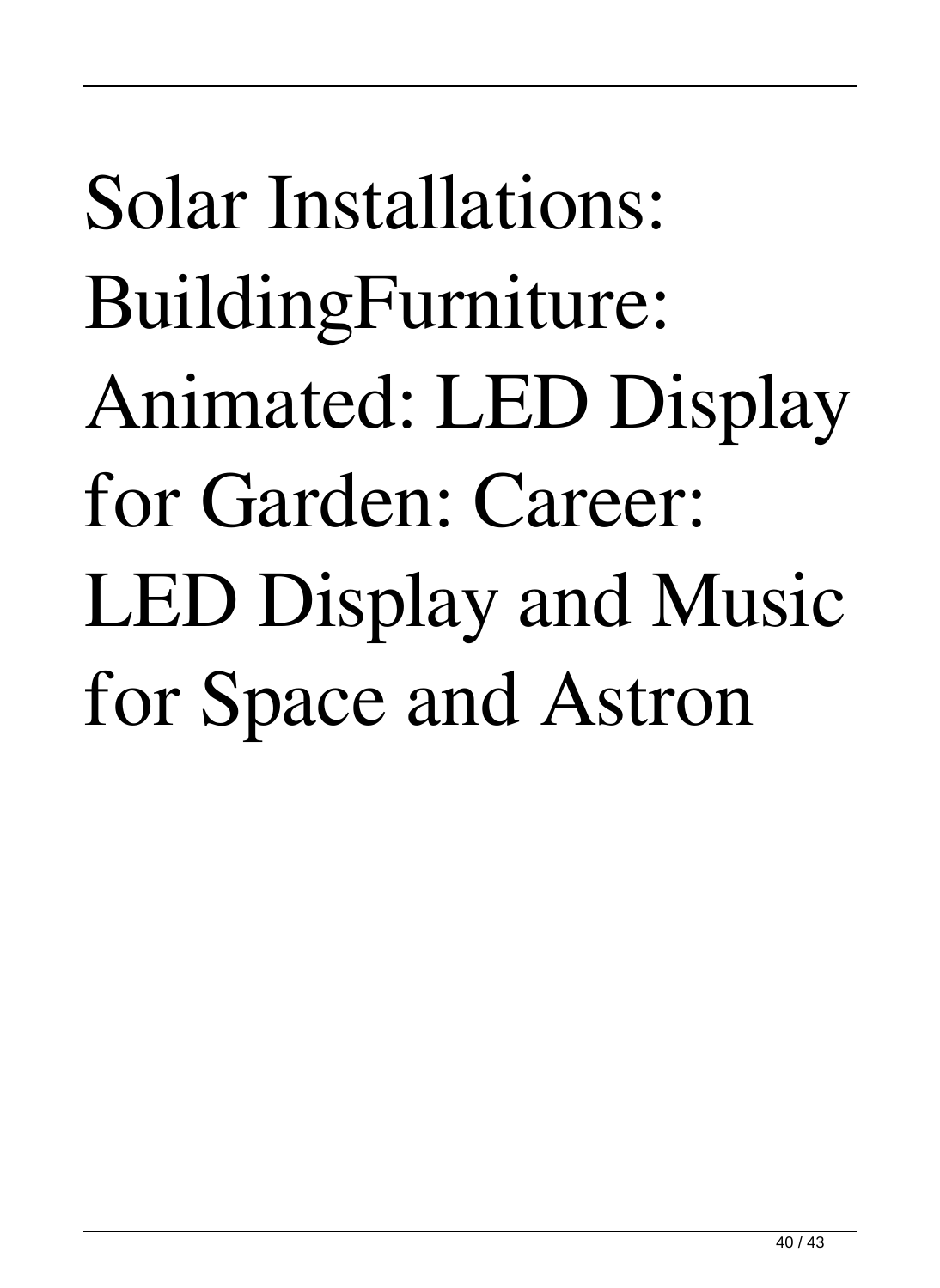Solar Installations: BuildingFurniture: Animated: LED Display for Garden: Career: LED Display and Music for Space and Astron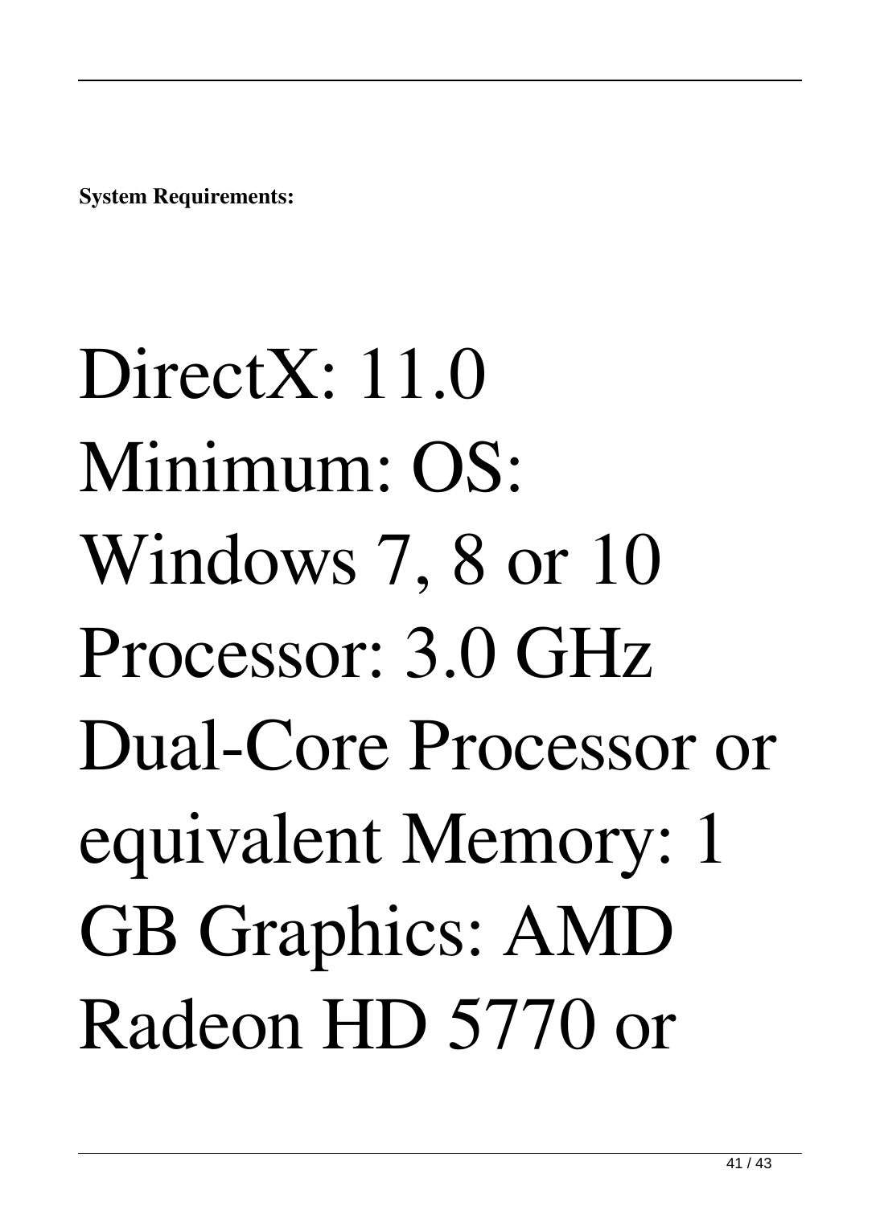**System Requirements:**

DirectX: 11.0 Minimum: OS: Windows 7, 8 or 10 Processor: 3.0 GHz Dual-Core Processor or equivalent Memory: 1 GB Graphics: AMD Radeon HD 5770 or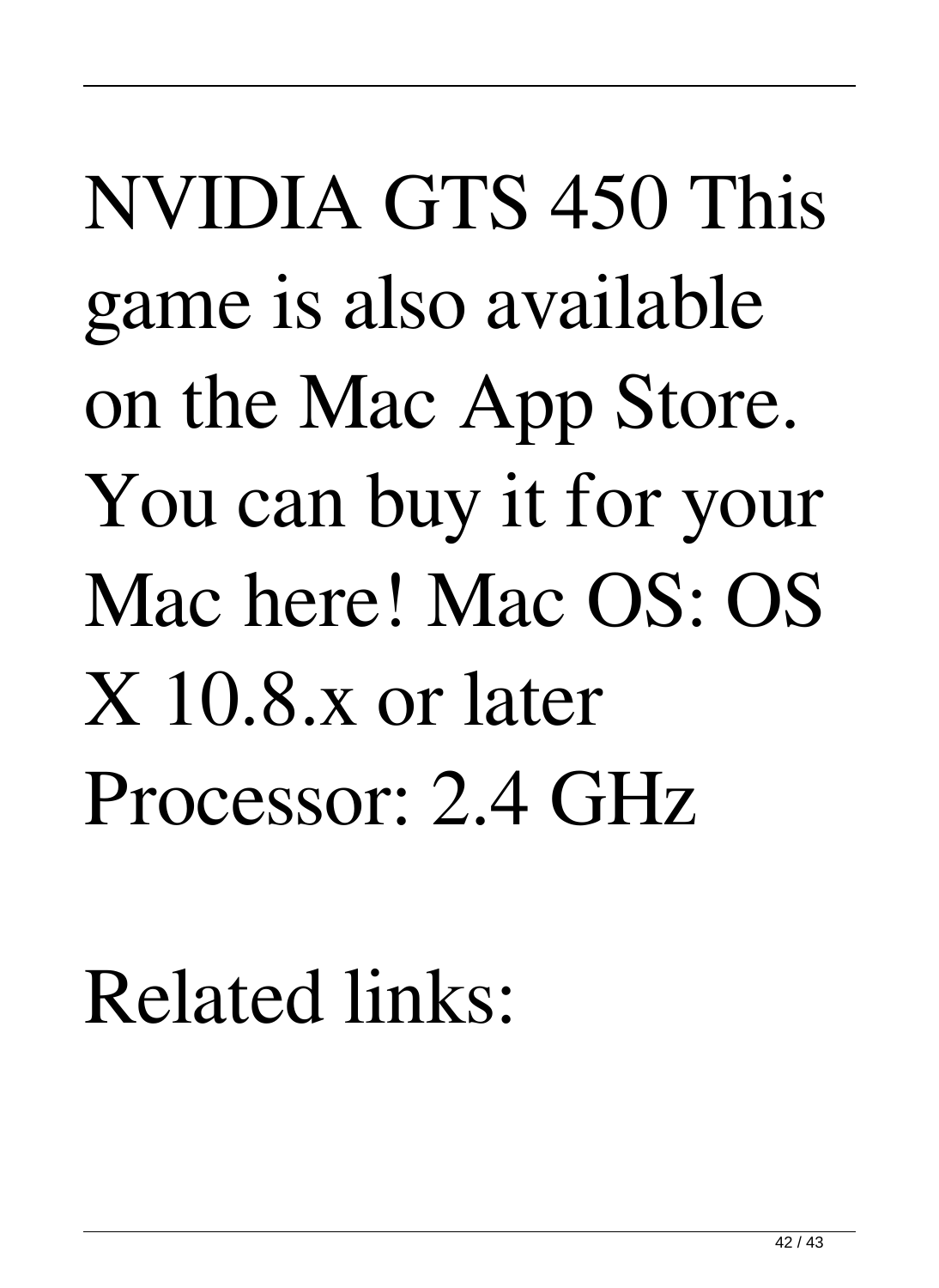NVIDIA GTS 450 This game is also available on the Mac App Store. You can buy it for your Mac here! Mac OS: OS X 10.8.x or later Processor: 2.4 GHz

Related links: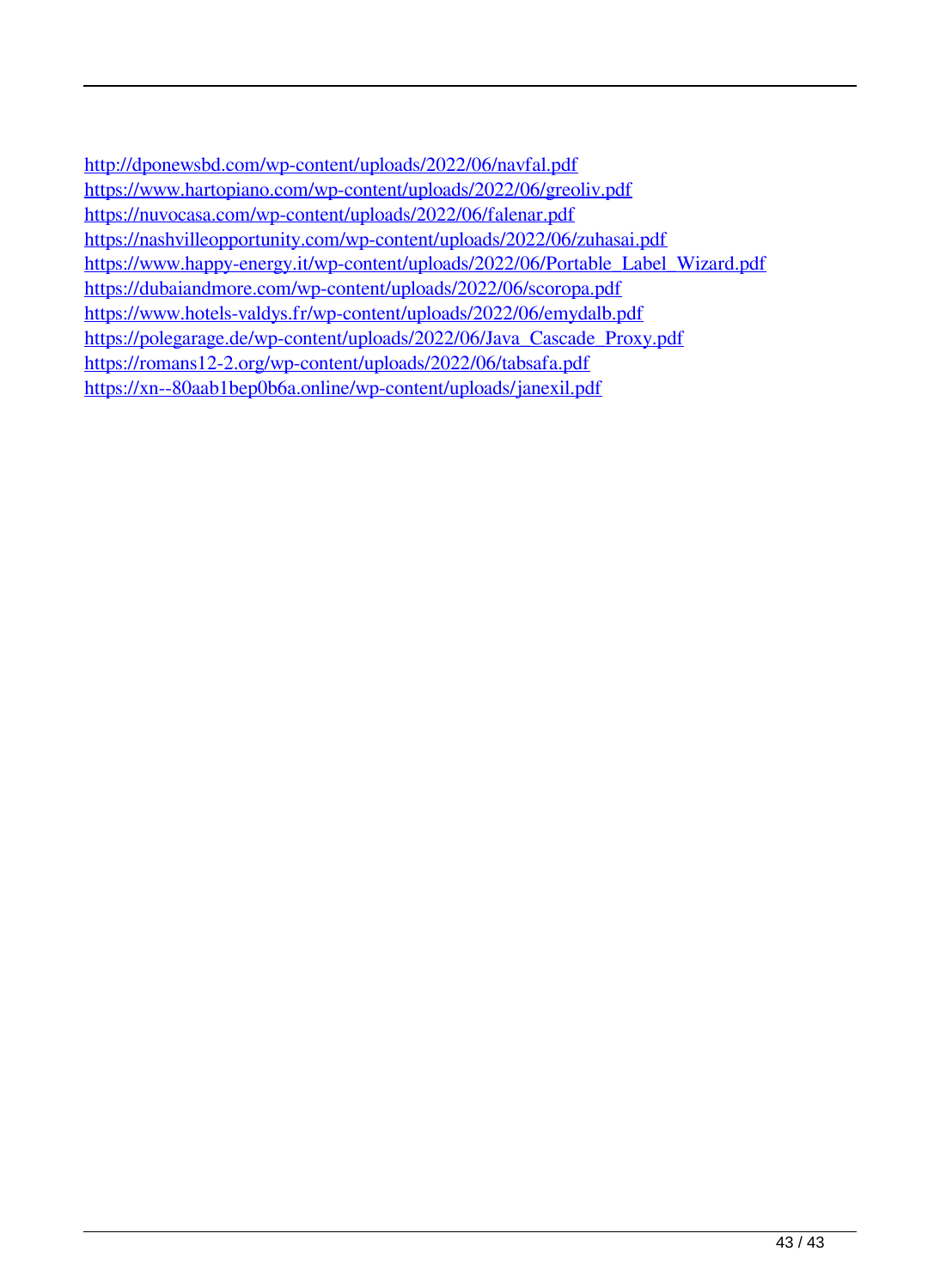http://dponewsbd.com/wp-content/uploads/2022/06/navfal.pdf
https://www.hartopiano.com/wp-content/uploads/2022/06/greoliv.pdf
https://nuvocasa.com/wp-content/uploads/2022/06/falenar.pdf
https://nashvilleopportunity.com/wp-content/uploads/2022/06/zuhasai.pdf
https://www.happy-energy.it/wp-content/uploads/2022/06/Portable_Label_Wizard.pdf
https://dubaiandmore.com/wp-content/uploads/2022/06/scoropa.pdf
https://www.hotels-valdys.fr/wp-content/uploads/2022/06/emydalb.pdf
https://polegarage.de/wp-content/uploads/2022/06/Java_Cascade_Proxy.pdf
https://romans12-2.org/wp-content/uploads/2022/06/tabsafa.pdf
https://xn--80aab1bep0b6a.online/wp-content/uploads/janexil.pdf